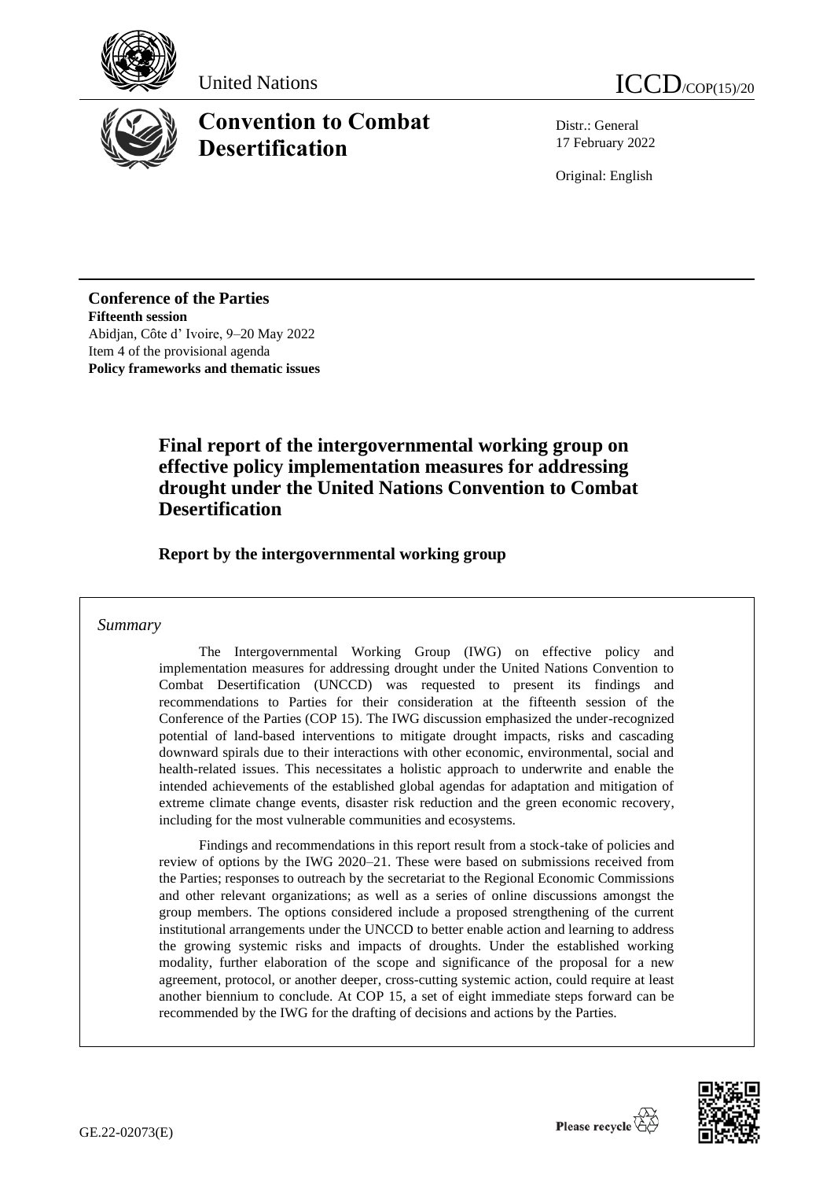United Nations

ICCD/COP(15)/20

# Convention to Combat Desertification

Distr.: General
17 February 2022

Original: English

**Conference of the Parties**
**Fifteenth session**
Abidjan, Côte d' Ivoire, 9–20 May 2022
Item 4 of the provisional agenda
**Policy frameworks and thematic issues**

## Final report of the intergovernmental working group on effective policy implementation measures for addressing drought under the United Nations Convention to Combat Desertification

### Report by the intergovernmental working group

*Summary*

The Intergovernmental Working Group (IWG) on effective policy and implementation measures for addressing drought under the United Nations Convention to Combat Desertification (UNCCD) was requested to present its findings and recommendations to Parties for their consideration at the fifteenth session of the Conference of the Parties (COP 15). The IWG discussion emphasized the under-recognized potential of land-based interventions to mitigate drought impacts, risks and cascading downward spirals due to their interactions with other economic, environmental, social and health-related issues. This necessitates a holistic approach to underwrite and enable the intended achievements of the established global agendas for adaptation and mitigation of extreme climate change events, disaster risk reduction and the green economic recovery, including for the most vulnerable communities and ecosystems.

Findings and recommendations in this report result from a stock-take of policies and review of options by the IWG 2020–21. These were based on submissions received from the Parties; responses to outreach by the secretariat to the Regional Economic Commissions and other relevant organizations; as well as a series of online discussions amongst the group members. The options considered include a proposed strengthening of the current institutional arrangements under the UNCCD to better enable action and learning to address the growing systemic risks and impacts of droughts. Under the established working modality, further elaboration of the scope and significance of the proposal for a new agreement, protocol, or another deeper, cross-cutting systemic action, could require at least another biennium to conclude. At COP 15, a set of eight immediate steps forward can be recommended by the IWG for the drafting of decisions and actions by the Parties.

GE.22-02073(E)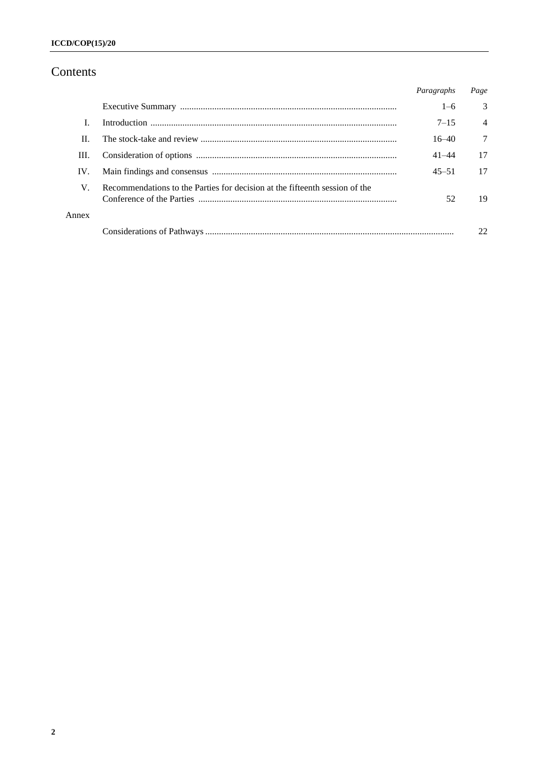# Contents

| | | *Paragraphs* | *Page* |
|---|---|---|---|
| | Executive Summary | 1–6 | 3 |
| I. | Introduction | 7–15 | 4 |
| II. | The stock-take and review | 16–40 | 7 |
| III. | Consideration of options | 41–44 | 17 |
| IV. | Main findings and consensus | 45–51 | 17 |
| V. | Recommendations to the Parties for decision at the fifteenth session of the Conference of the Parties | 52 | 19 |
| Annex | | | |
| | Considerations of Pathways | | 22 |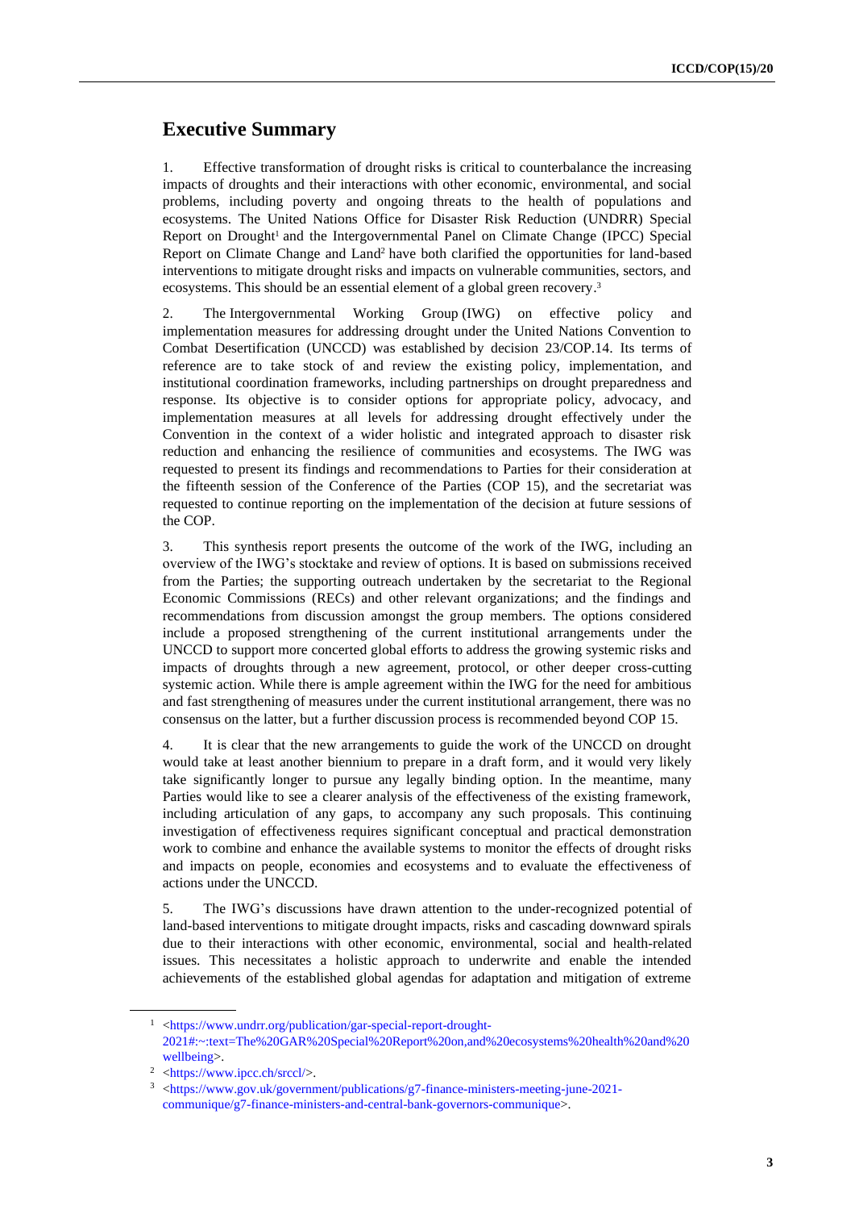## Executive Summary

1. Effective transformation of drought risks is critical to counterbalance the increasing impacts of droughts and their interactions with other economic, environmental, and social problems, including poverty and ongoing threats to the health of populations and ecosystems. The United Nations Office for Disaster Risk Reduction (UNDRR) Special Report on Drought[1] and the Intergovernmental Panel on Climate Change (IPCC) Special Report on Climate Change and Land[2] have both clarified the opportunities for land-based interventions to mitigate drought risks and impacts on vulnerable communities, sectors, and ecosystems. This should be an essential element of a global green recovery.[3]

2. The Intergovernmental Working Group (IWG) on effective policy and implementation measures for addressing drought under the United Nations Convention to Combat Desertification (UNCCD) was established by decision 23/COP.14. Its terms of reference are to take stock of and review the existing policy, implementation, and institutional coordination frameworks, including partnerships on drought preparedness and response. Its objective is to consider options for appropriate policy, advocacy, and implementation measures at all levels for addressing drought effectively under the Convention in the context of a wider holistic and integrated approach to disaster risk reduction and enhancing the resilience of communities and ecosystems. The IWG was requested to present its findings and recommendations to Parties for their consideration at the fifteenth session of the Conference of the Parties (COP 15), and the secretariat was requested to continue reporting on the implementation of the decision at future sessions of the COP.

3. This synthesis report presents the outcome of the work of the IWG, including an overview of the IWG's stocktake and review of options. It is based on submissions received from the Parties; the supporting outreach undertaken by the secretariat to the Regional Economic Commissions (RECs) and other relevant organizations; and the findings and recommendations from discussion amongst the group members. The options considered include a proposed strengthening of the current institutional arrangements under the UNCCD to support more concerted global efforts to address the growing systemic risks and impacts of droughts through a new agreement, protocol, or other deeper cross-cutting systemic action. While there is ample agreement within the IWG for the need for ambitious and fast strengthening of measures under the current institutional arrangement, there was no consensus on the latter, but a further discussion process is recommended beyond COP 15.

4. It is clear that the new arrangements to guide the work of the UNCCD on drought would take at least another biennium to prepare in a draft form, and it would very likely take significantly longer to pursue any legally binding option. In the meantime, many Parties would like to see a clearer analysis of the effectiveness of the existing framework, including articulation of any gaps, to accompany any such proposals. This continuing investigation of effectiveness requires significant conceptual and practical demonstration work to combine and enhance the available systems to monitor the effects of drought risks and impacts on people, economies and ecosystems and to evaluate the effectiveness of actions under the UNCCD.

5. The IWG's discussions have drawn attention to the under-recognized potential of land-based interventions to mitigate drought impacts, risks and cascading downward spirals due to their interactions with other economic, environmental, social and health-related issues. This necessitates a holistic approach to underwrite and enable the intended achievements of the established global agendas for adaptation and mitigation of extreme

---

[1] <https://www.undrr.org/publication/gar-special-report-drought-2021#:~:text=The%20GAR%20Special%20Report%20on,and%20ecosystems%20health%20and%20wellbeing>.

[2] <https://www.ipcc.ch/srccl/>.

[3] <https://www.gov.uk/government/publications/g7-finance-ministers-meeting-june-2021-communique/g7-finance-ministers-and-central-bank-governors-communique>.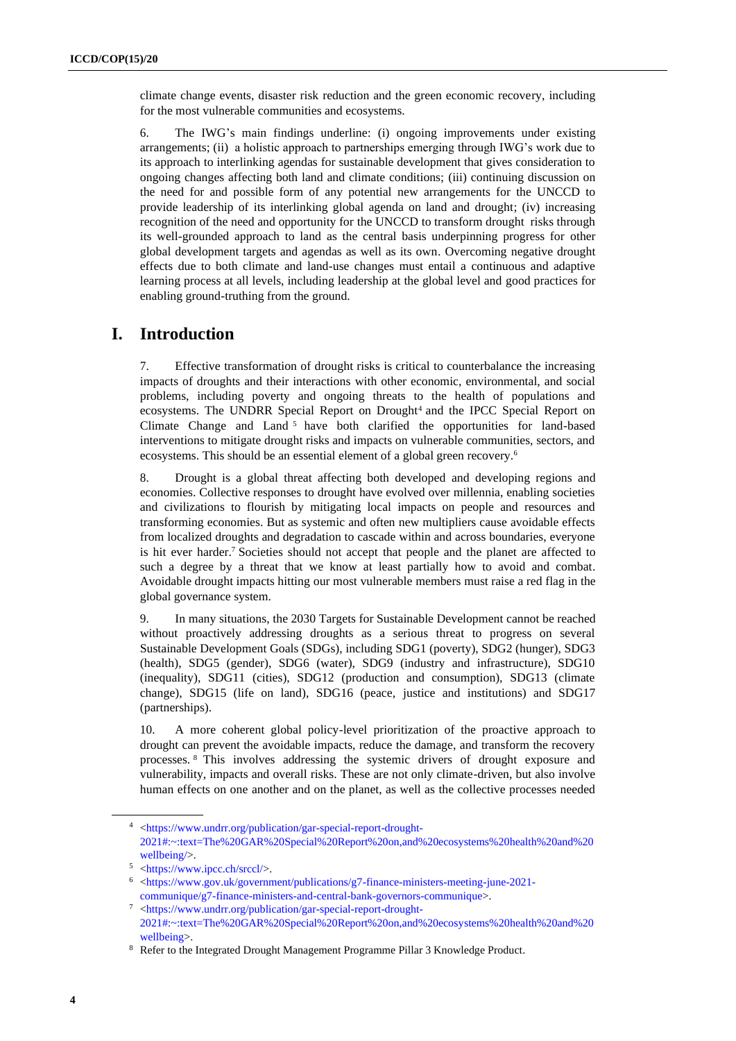climate change events, disaster risk reduction and the green economic recovery, including for the most vulnerable communities and ecosystems.

6. The IWG's main findings underline: (i) ongoing improvements under existing arrangements; (ii) a holistic approach to partnerships emerging through IWG's work due to its approach to interlinking agendas for sustainable development that gives consideration to ongoing changes affecting both land and climate conditions; (iii) continuing discussion on the need for and possible form of any potential new arrangements for the UNCCD to provide leadership of its interlinking global agenda on land and drought; (iv) increasing recognition of the need and opportunity for the UNCCD to transform drought risks through its well-grounded approach to land as the central basis underpinning progress for other global development targets and agendas as well as its own. Overcoming negative drought effects due to both climate and land-use changes must entail a continuous and adaptive learning process at all levels, including leadership at the global level and good practices for enabling ground-truthing from the ground.

# I. Introduction

7. Effective transformation of drought risks is critical to counterbalance the increasing impacts of droughts and their interactions with other economic, environmental, and social problems, including poverty and ongoing threats to the health of populations and ecosystems. The UNDRR Special Report on Drought[4] and the IPCC Special Report on Climate Change and Land[5] have both clarified the opportunities for land-based interventions to mitigate drought risks and impacts on vulnerable communities, sectors, and ecosystems. This should be an essential element of a global green recovery.[6]

8. Drought is a global threat affecting both developed and developing regions and economies. Collective responses to drought have evolved over millennia, enabling societies and civilizations to flourish by mitigating local impacts on people and resources and transforming economies. But as systemic and often new multipliers cause avoidable effects from localized droughts and degradation to cascade within and across boundaries, everyone is hit ever harder.[7] Societies should not accept that people and the planet are affected to such a degree by a threat that we know at least partially how to avoid and combat. Avoidable drought impacts hitting our most vulnerable members must raise a red flag in the global governance system.

9. In many situations, the 2030 Targets for Sustainable Development cannot be reached without proactively addressing droughts as a serious threat to progress on several Sustainable Development Goals (SDGs), including SDG1 (poverty), SDG2 (hunger), SDG3 (health), SDG5 (gender), SDG6 (water), SDG9 (industry and infrastructure), SDG10 (inequality), SDG11 (cities), SDG12 (production and consumption), SDG13 (climate change), SDG15 (life on land), SDG16 (peace, justice and institutions) and SDG17 (partnerships).

10. A more coherent global policy-level prioritization of the proactive approach to drought can prevent the avoidable impacts, reduce the damage, and transform the recovery processes.[8] This involves addressing the systemic drivers of drought exposure and vulnerability, impacts and overall risks. These are not only climate-driven, but also involve human effects on one another and on the planet, as well as the collective processes needed

---

[4] <https://www.undrr.org/publication/gar-special-report-drought-2021#:~:text=The%20GAR%20Special%20Report%20on,and%20ecosystems%20health%20and%20wellbeing/>.

[5] <https://www.ipcc.ch/srccl/>.

[6] <https://www.gov.uk/government/publications/g7-finance-ministers-meeting-june-2021-communique/g7-finance-ministers-and-central-bank-governors-communique>.

[7] <https://www.undrr.org/publication/gar-special-report-drought-2021#:~:text=The%20GAR%20Special%20Report%20on,and%20ecosystems%20health%20and%20wellbeing>.

[8] Refer to the Integrated Drought Management Programme Pillar 3 Knowledge Product.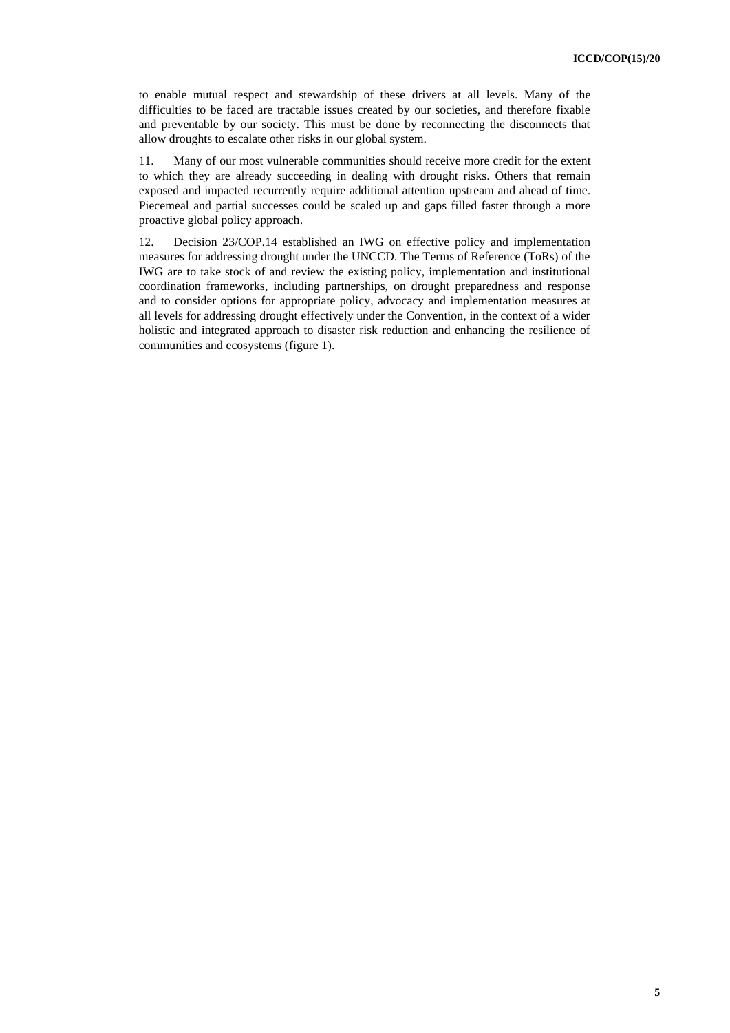to enable mutual respect and stewardship of these drivers at all levels. Many of the difficulties to be faced are tractable issues created by our societies, and therefore fixable and preventable by our society. This must be done by reconnecting the disconnects that allow droughts to escalate other risks in our global system.

11. Many of our most vulnerable communities should receive more credit for the extent to which they are already succeeding in dealing with drought risks. Others that remain exposed and impacted recurrently require additional attention upstream and ahead of time. Piecemeal and partial successes could be scaled up and gaps filled faster through a more proactive global policy approach.

12. Decision 23/COP.14 established an IWG on effective policy and implementation measures for addressing drought under the UNCCD. The Terms of Reference (ToRs) of the IWG are to take stock of and review the existing policy, implementation and institutional coordination frameworks, including partnerships, on drought preparedness and response and to consider options for appropriate policy, advocacy and implementation measures at all levels for addressing drought effectively under the Convention, in the context of a wider holistic and integrated approach to disaster risk reduction and enhancing the resilience of communities and ecosystems (figure 1).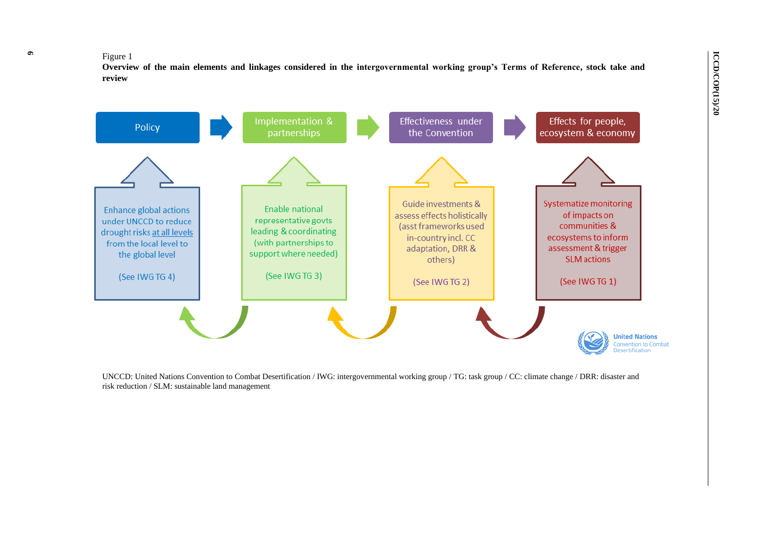Figure 1

**Overview of the main elements and linkages considered in the intergovernmental working group's Terms of Reference, stock take and review**

Policy → Implementation & partnerships → Effectiveness under the Convention → Effects for people, ecosystem & economy

Enhance global actions under UNCCD to reduce drought risks at all levels from the local level to the global level

(See IWG TG 4)

Enable national representative govts leading & coordinating (with partnerships to support where needed)

(See IWG TG 3)

Guide investments & assess effects holistically (asst frameworks used in-country incl. CC adaptation, DRR & others)

(See IWG TG 2)

Systematize monitoring of impacts on communities & ecosystems to inform assessment & trigger SLM actions

(See IWG TG 1)

UNCCD: United Nations Convention to Combat Desertification / IWG: intergovernmental working group / TG: task group / CC: climate change / DRR: disaster and risk reduction / SLM: sustainable land management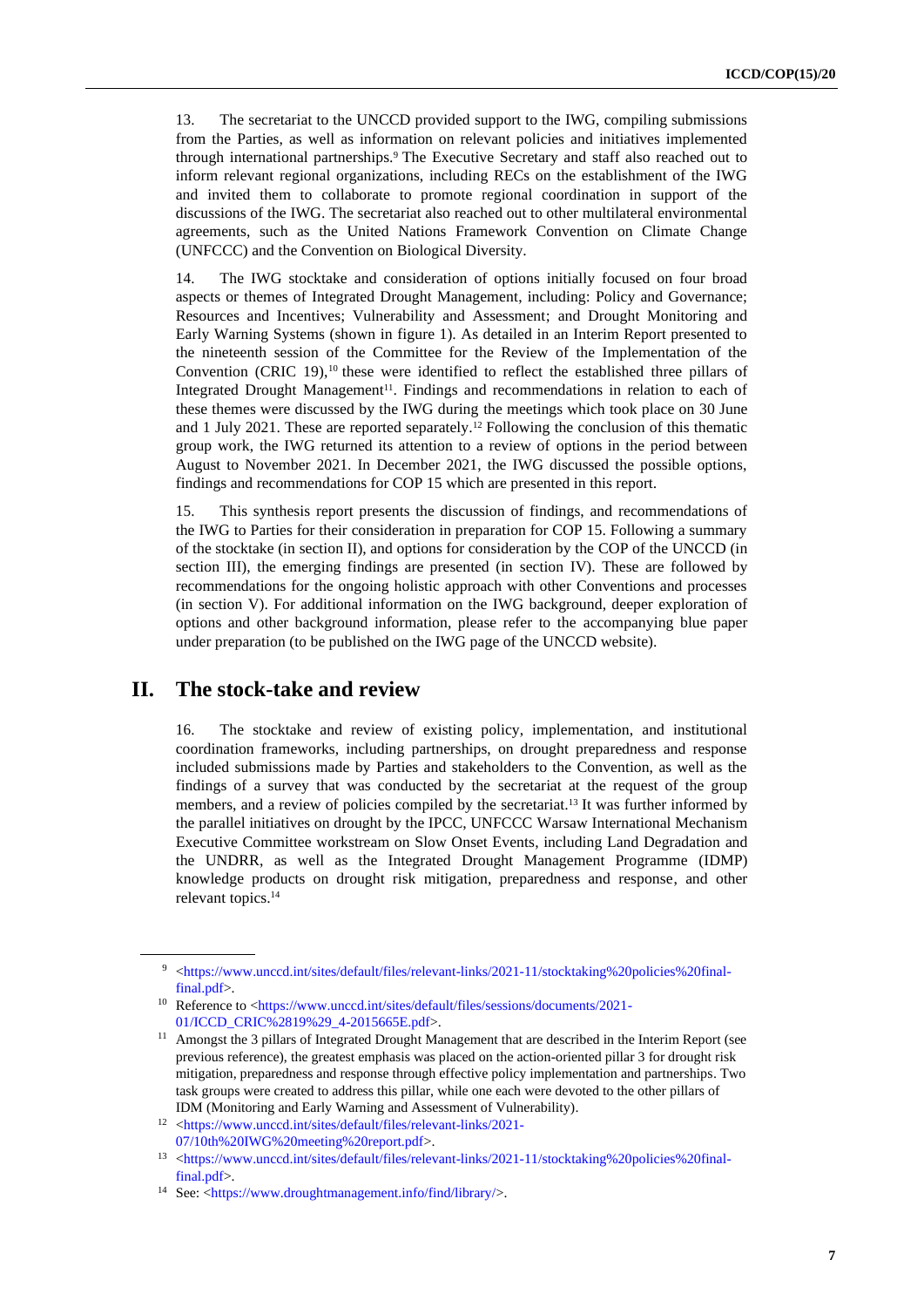13. The secretariat to the UNCCD provided support to the IWG, compiling submissions from the Parties, as well as information on relevant policies and initiatives implemented through international partnerships.[9] The Executive Secretary and staff also reached out to inform relevant regional organizations, including RECs on the establishment of the IWG and invited them to collaborate to promote regional coordination in support of the discussions of the IWG. The secretariat also reached out to other multilateral environmental agreements, such as the United Nations Framework Convention on Climate Change (UNFCCC) and the Convention on Biological Diversity.

14. The IWG stocktake and consideration of options initially focused on four broad aspects or themes of Integrated Drought Management, including: Policy and Governance; Resources and Incentives; Vulnerability and Assessment; and Drought Monitoring and Early Warning Systems (shown in figure 1). As detailed in an Interim Report presented to the nineteenth session of the Committee for the Review of the Implementation of the Convention (CRIC 19),[10] these were identified to reflect the established three pillars of Integrated Drought Management[11]. Findings and recommendations in relation to each of these themes were discussed by the IWG during the meetings which took place on 30 June and 1 July 2021. These are reported separately.[12] Following the conclusion of this thematic group work, the IWG returned its attention to a review of options in the period between August to November 2021. In December 2021, the IWG discussed the possible options, findings and recommendations for COP 15 which are presented in this report.

15. This synthesis report presents the discussion of findings, and recommendations of the IWG to Parties for their consideration in preparation for COP 15. Following a summary of the stocktake (in section II), and options for consideration by the COP of the UNCCD (in section III), the emerging findings are presented (in section IV). These are followed by recommendations for the ongoing holistic approach with other Conventions and processes (in section V). For additional information on the IWG background, deeper exploration of options and other background information, please refer to the accompanying blue paper under preparation (to be published on the IWG page of the UNCCD website).

## II. The stock-take and review

16. The stocktake and review of existing policy, implementation, and institutional coordination frameworks, including partnerships, on drought preparedness and response included submissions made by Parties and stakeholders to the Convention, as well as the findings of a survey that was conducted by the secretariat at the request of the group members, and a review of policies compiled by the secretariat.[13] It was further informed by the parallel initiatives on drought by the IPCC, UNFCCC Warsaw International Mechanism Executive Committee workstream on Slow Onset Events, including Land Degradation and the UNDRR, as well as the Integrated Drought Management Programme (IDMP) knowledge products on drought risk mitigation, preparedness and response, and other relevant topics.[14]

---

[9] <https://www.unccd.int/sites/default/files/relevant-links/2021-11/stocktaking%20policies%20final-final.pdf>.

[10] Reference to <https://www.unccd.int/sites/default/files/sessions/documents/2021-01/ICCD_CRIC%2819%29_4-2015665E.pdf>.

[11] Amongst the 3 pillars of Integrated Drought Management that are described in the Interim Report (see previous reference), the greatest emphasis was placed on the action-oriented pillar 3 for drought risk mitigation, preparedness and response through effective policy implementation and partnerships. Two task groups were created to address this pillar, while one each were devoted to the other pillars of IDM (Monitoring and Early Warning and Assessment of Vulnerability).

[12] <https://www.unccd.int/sites/default/files/relevant-links/2021-07/10th%20IWG%20meeting%20report.pdf>.

[13] <https://www.unccd.int/sites/default/files/relevant-links/2021-11/stocktaking%20policies%20final-final.pdf>.

[14] See: <https://www.droughtmanagement.info/find/library/>.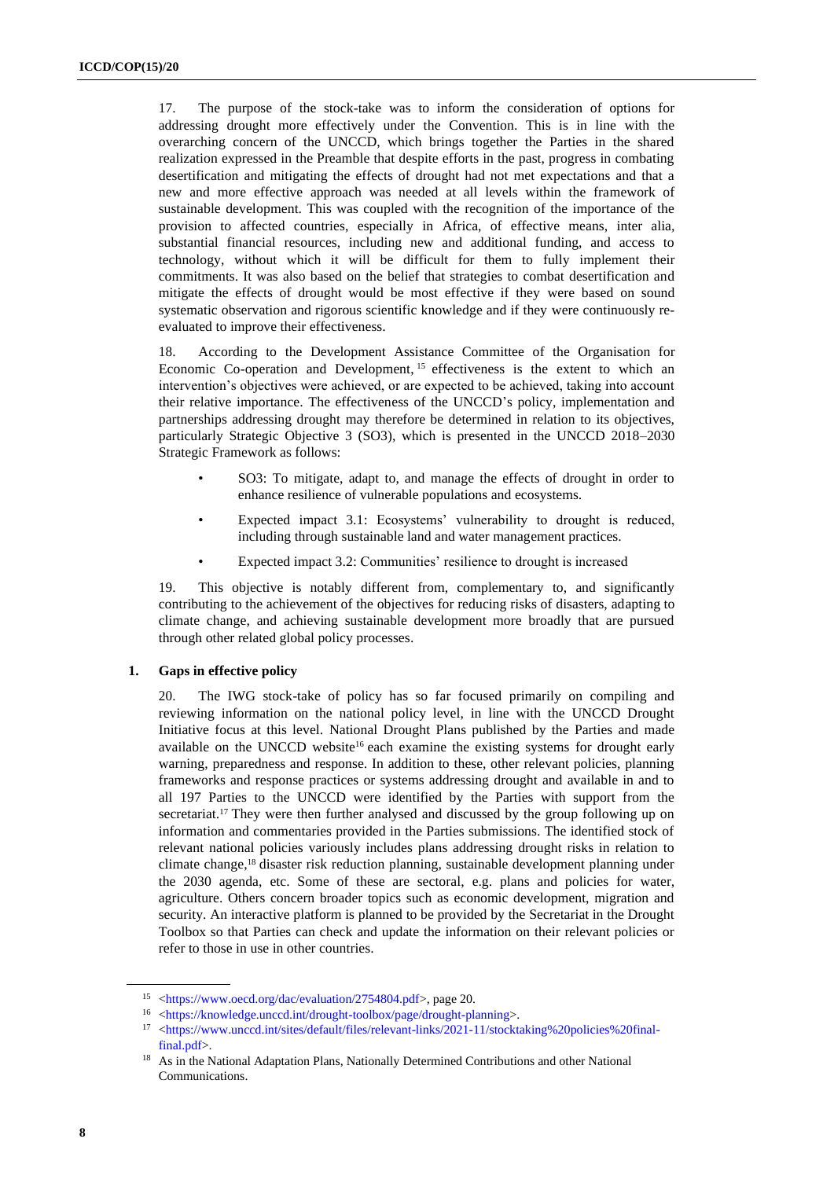17. The purpose of the stock-take was to inform the consideration of options for addressing drought more effectively under the Convention. This is in line with the overarching concern of the UNCCD, which brings together the Parties in the shared realization expressed in the Preamble that despite efforts in the past, progress in combating desertification and mitigating the effects of drought had not met expectations and that a new and more effective approach was needed at all levels within the framework of sustainable development. This was coupled with the recognition of the importance of the provision to affected countries, especially in Africa, of effective means, inter alia, substantial financial resources, including new and additional funding, and access to technology, without which it will be difficult for them to fully implement their commitments. It was also based on the belief that strategies to combat desertification and mitigate the effects of drought would be most effective if they were based on sound systematic observation and rigorous scientific knowledge and if they were continuously re-evaluated to improve their effectiveness.

18. According to the Development Assistance Committee of the Organisation for Economic Co-operation and Development,[15] effectiveness is the extent to which an intervention's objectives were achieved, or are expected to be achieved, taking into account their relative importance. The effectiveness of the UNCCD's policy, implementation and partnerships addressing drought may therefore be determined in relation to its objectives, particularly Strategic Objective 3 (SO3), which is presented in the UNCCD 2018–2030 Strategic Framework as follows:

- SO3: To mitigate, adapt to, and manage the effects of drought in order to enhance resilience of vulnerable populations and ecosystems.
- Expected impact 3.1: Ecosystems' vulnerability to drought is reduced, including through sustainable land and water management practices.
- Expected impact 3.2: Communities' resilience to drought is increased

19. This objective is notably different from, complementary to, and significantly contributing to the achievement of the objectives for reducing risks of disasters, adapting to climate change, and achieving sustainable development more broadly that are pursued through other related global policy processes.

### 1. Gaps in effective policy

20. The IWG stock-take of policy has so far focused primarily on compiling and reviewing information on the national policy level, in line with the UNCCD Drought Initiative focus at this level. National Drought Plans published by the Parties and made available on the UNCCD website[16] each examine the existing systems for drought early warning, preparedness and response. In addition to these, other relevant policies, planning frameworks and response practices or systems addressing drought and available in and to all 197 Parties to the UNCCD were identified by the Parties with support from the secretariat.[17] They were then further analysed and discussed by the group following up on information and commentaries provided in the Parties submissions. The identified stock of relevant national policies variously includes plans addressing drought risks in relation to climate change,[18] disaster risk reduction planning, sustainable development planning under the 2030 agenda, etc. Some of these are sectoral, e.g. plans and policies for water, agriculture. Others concern broader topics such as economic development, migration and security. An interactive platform is planned to be provided by the Secretariat in the Drought Toolbox so that Parties can check and update the information on their relevant policies or refer to those in use in other countries.

---

[15] <https://www.oecd.org/dac/evaluation/2754804.pdf>, page 20.

[16] <https://knowledge.unccd.int/drought-toolbox/page/drought-planning>.

[17] <https://www.unccd.int/sites/default/files/relevant-links/2021-11/stocktaking%20policies%20final-final.pdf>.

[18] As in the National Adaptation Plans, Nationally Determined Contributions and other National Communications.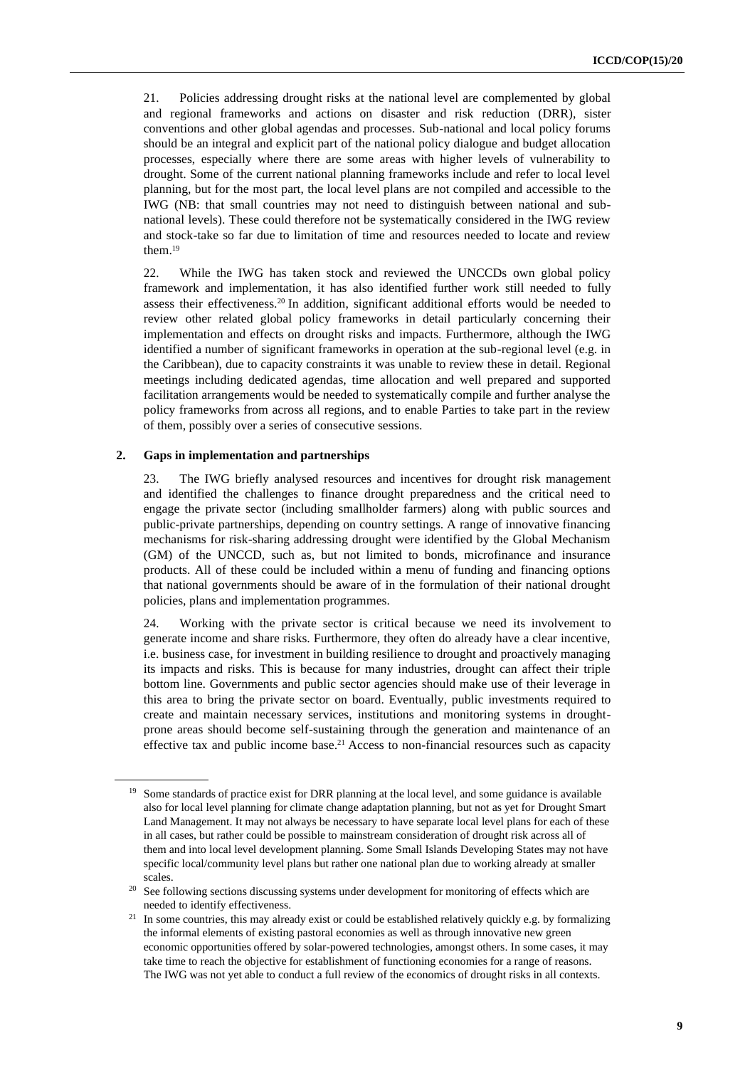21. Policies addressing drought risks at the national level are complemented by global and regional frameworks and actions on disaster and risk reduction (DRR), sister conventions and other global agendas and processes. Sub-national and local policy forums should be an integral and explicit part of the national policy dialogue and budget allocation processes, especially where there are some areas with higher levels of vulnerability to drought. Some of the current national planning frameworks include and refer to local level planning, but for the most part, the local level plans are not compiled and accessible to the IWG (NB: that small countries may not need to distinguish between national and sub-national levels). These could therefore not be systematically considered in the IWG review and stock-take so far due to limitation of time and resources needed to locate and review them.[19]

22. While the IWG has taken stock and reviewed the UNCCDs own global policy framework and implementation, it has also identified further work still needed to fully assess their effectiveness.[20] In addition, significant additional efforts would be needed to review other related global policy frameworks in detail particularly concerning their implementation and effects on drought risks and impacts. Furthermore, although the IWG identified a number of significant frameworks in operation at the sub-regional level (e.g. in the Caribbean), due to capacity constraints it was unable to review these in detail. Regional meetings including dedicated agendas, time allocation and well prepared and supported facilitation arrangements would be needed to systematically compile and further analyse the policy frameworks from across all regions, and to enable Parties to take part in the review of them, possibly over a series of consecutive sessions.

### 2. Gaps in implementation and partnerships

23. The IWG briefly analysed resources and incentives for drought risk management and identified the challenges to finance drought preparedness and the critical need to engage the private sector (including smallholder farmers) along with public sources and public-private partnerships, depending on country settings. A range of innovative financing mechanisms for risk-sharing addressing drought were identified by the Global Mechanism (GM) of the UNCCD, such as, but not limited to bonds, microfinance and insurance products. All of these could be included within a menu of funding and financing options that national governments should be aware of in the formulation of their national drought policies, plans and implementation programmes.

24. Working with the private sector is critical because we need its involvement to generate income and share risks. Furthermore, they often do already have a clear incentive, i.e. business case, for investment in building resilience to drought and proactively managing its impacts and risks. This is because for many industries, drought can affect their triple bottom line. Governments and public sector agencies should make use of their leverage in this area to bring the private sector on board. Eventually, public investments required to create and maintain necessary services, institutions and monitoring systems in drought-prone areas should become self-sustaining through the generation and maintenance of an effective tax and public income base.[21] Access to non-financial resources such as capacity

---

[19] Some standards of practice exist for DRR planning at the local level, and some guidance is available also for local level planning for climate change adaptation planning, but not as yet for Drought Smart Land Management. It may not always be necessary to have separate local level plans for each of these in all cases, but rather could be possible to mainstream consideration of drought risk across all of them and into local level development planning. Some Small Islands Developing States may not have specific local/community level plans but rather one national plan due to working already at smaller scales.

[20] See following sections discussing systems under development for monitoring of effects which are needed to identify effectiveness.

[21] In some countries, this may already exist or could be established relatively quickly e.g. by formalizing the informal elements of existing pastoral economies as well as through innovative new green economic opportunities offered by solar-powered technologies, amongst others. In some cases, it may take time to reach the objective for establishment of functioning economies for a range of reasons. The IWG was not yet able to conduct a full review of the economics of drought risks in all contexts.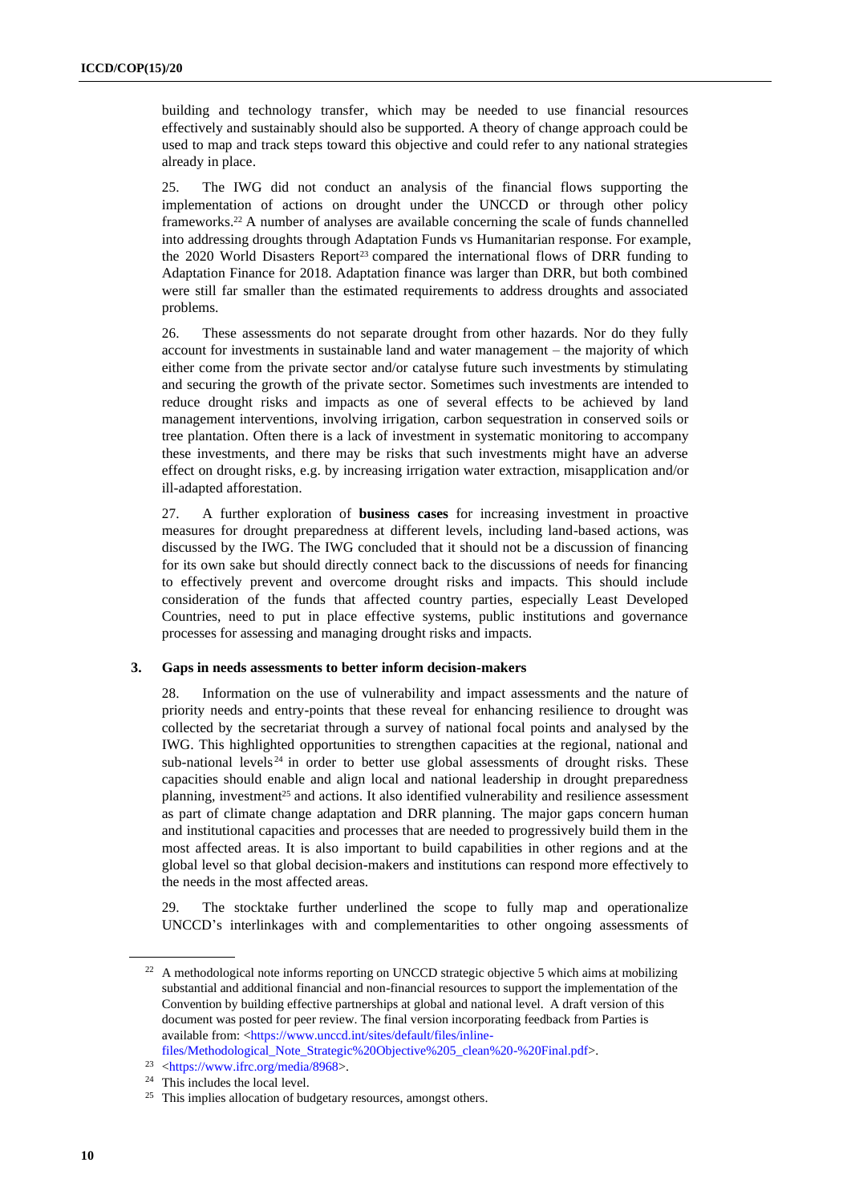building and technology transfer, which may be needed to use financial resources effectively and sustainably should also be supported. A theory of change approach could be used to map and track steps toward this objective and could refer to any national strategies already in place.

25. The IWG did not conduct an analysis of the financial flows supporting the implementation of actions on drought under the UNCCD or through other policy frameworks.[22] A number of analyses are available concerning the scale of funds channelled into addressing droughts through Adaptation Funds vs Humanitarian response. For example, the 2020 World Disasters Report[23] compared the international flows of DRR funding to Adaptation Finance for 2018. Adaptation finance was larger than DRR, but both combined were still far smaller than the estimated requirements to address droughts and associated problems.

26. These assessments do not separate drought from other hazards. Nor do they fully account for investments in sustainable land and water management – the majority of which either come from the private sector and/or catalyse future such investments by stimulating and securing the growth of the private sector. Sometimes such investments are intended to reduce drought risks and impacts as one of several effects to be achieved by land management interventions, involving irrigation, carbon sequestration in conserved soils or tree plantation. Often there is a lack of investment in systematic monitoring to accompany these investments, and there may be risks that such investments might have an adverse effect on drought risks, e.g. by increasing irrigation water extraction, misapplication and/or ill-adapted afforestation.

27. A further exploration of **business cases** for increasing investment in proactive measures for drought preparedness at different levels, including land-based actions, was discussed by the IWG. The IWG concluded that it should not be a discussion of financing for its own sake but should directly connect back to the discussions of needs for financing to effectively prevent and overcome drought risks and impacts. This should include consideration of the funds that affected country parties, especially Least Developed Countries, need to put in place effective systems, public institutions and governance processes for assessing and managing drought risks and impacts.

### 3. Gaps in needs assessments to better inform decision-makers

28. Information on the use of vulnerability and impact assessments and the nature of priority needs and entry-points that these reveal for enhancing resilience to drought was collected by the secretariat through a survey of national focal points and analysed by the IWG. This highlighted opportunities to strengthen capacities at the regional, national and sub-national levels[24] in order to better use global assessments of drought risks. These capacities should enable and align local and national leadership in drought preparedness planning, investment[25] and actions. It also identified vulnerability and resilience assessment as part of climate change adaptation and DRR planning. The major gaps concern human and institutional capacities and processes that are needed to progressively build them in the most affected areas. It is also important to build capabilities in other regions and at the global level so that global decision-makers and institutions can respond more effectively to the needs in the most affected areas.

29. The stocktake further underlined the scope to fully map and operationalize UNCCD's interlinkages with and complementarities to other ongoing assessments of

---

[22] A methodological note informs reporting on UNCCD strategic objective 5 which aims at mobilizing substantial and additional financial and non-financial resources to support the implementation of the Convention by building effective partnerships at global and national level. A draft version of this document was posted for peer review. The final version incorporating feedback from Parties is available from: <https://www.unccd.int/sites/default/files/inline-files/Methodological_Note_Strategic%20Objective%205_clean%20-%20Final.pdf>.

[23] <https://www.ifrc.org/media/8968>.

[24] This includes the local level.

[25] This implies allocation of budgetary resources, amongst others.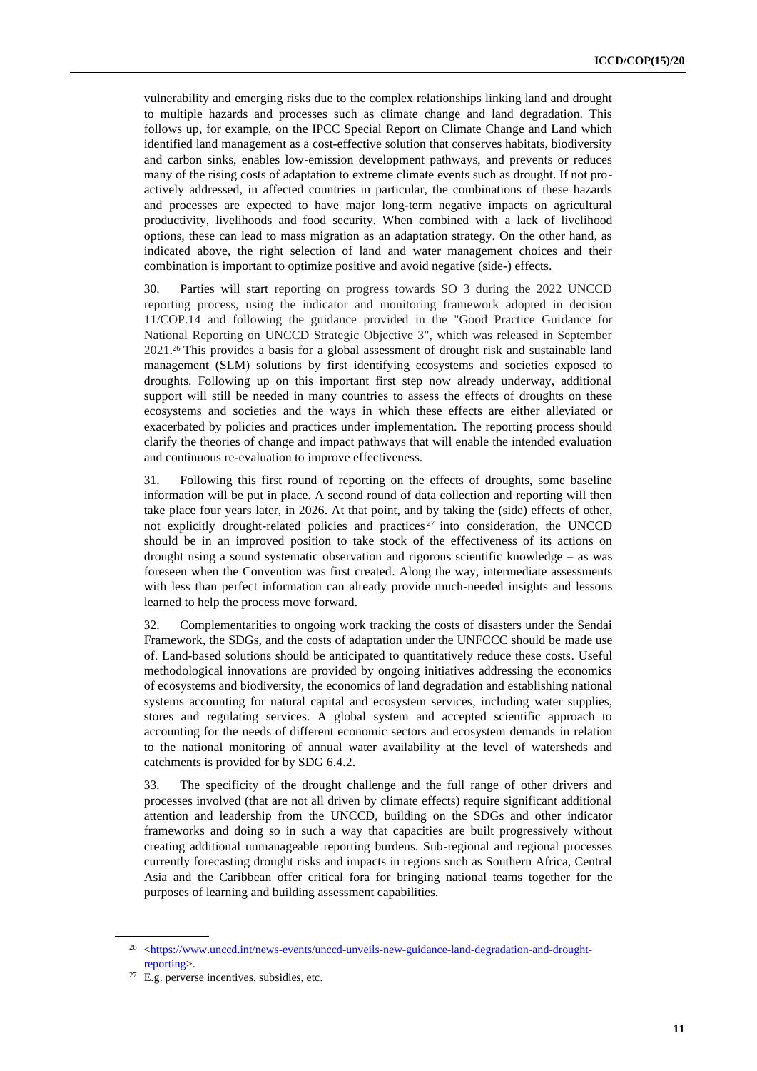vulnerability and emerging risks due to the complex relationships linking land and drought to multiple hazards and processes such as climate change and land degradation. This follows up, for example, on the IPCC Special Report on Climate Change and Land which identified land management as a cost-effective solution that conserves habitats, biodiversity and carbon sinks, enables low-emission development pathways, and prevents or reduces many of the rising costs of adaptation to extreme climate events such as drought. If not pro-actively addressed, in affected countries in particular, the combinations of these hazards and processes are expected to have major long-term negative impacts on agricultural productivity, livelihoods and food security. When combined with a lack of livelihood options, these can lead to mass migration as an adaptation strategy. On the other hand, as indicated above, the right selection of land and water management choices and their combination is important to optimize positive and avoid negative (side-) effects.

30. Parties will start reporting on progress towards SO 3 during the 2022 UNCCD reporting process, using the indicator and monitoring framework adopted in decision 11/COP.14 and following the guidance provided in the "Good Practice Guidance for National Reporting on UNCCD Strategic Objective 3", which was released in September 2021.[26] This provides a basis for a global assessment of drought risk and sustainable land management (SLM) solutions by first identifying ecosystems and societies exposed to droughts. Following up on this important first step now already underway, additional support will still be needed in many countries to assess the effects of droughts on these ecosystems and societies and the ways in which these effects are either alleviated or exacerbated by policies and practices under implementation. The reporting process should clarify the theories of change and impact pathways that will enable the intended evaluation and continuous re-evaluation to improve effectiveness.

31. Following this first round of reporting on the effects of droughts, some baseline information will be put in place. A second round of data collection and reporting will then take place four years later, in 2026. At that point, and by taking the (side) effects of other, not explicitly drought-related policies and practices[27] into consideration, the UNCCD should be in an improved position to take stock of the effectiveness of its actions on drought using a sound systematic observation and rigorous scientific knowledge – as was foreseen when the Convention was first created. Along the way, intermediate assessments with less than perfect information can already provide much-needed insights and lessons learned to help the process move forward.

32. Complementarities to ongoing work tracking the costs of disasters under the Sendai Framework, the SDGs, and the costs of adaptation under the UNFCCC should be made use of. Land-based solutions should be anticipated to quantitatively reduce these costs. Useful methodological innovations are provided by ongoing initiatives addressing the economics of ecosystems and biodiversity, the economics of land degradation and establishing national systems accounting for natural capital and ecosystem services, including water supplies, stores and regulating services. A global system and accepted scientific approach to accounting for the needs of different economic sectors and ecosystem demands in relation to the national monitoring of annual water availability at the level of watersheds and catchments is provided for by SDG 6.4.2.

33. The specificity of the drought challenge and the full range of other drivers and processes involved (that are not all driven by climate effects) require significant additional attention and leadership from the UNCCD, building on the SDGs and other indicator frameworks and doing so in such a way that capacities are built progressively without creating additional unmanageable reporting burdens. Sub-regional and regional processes currently forecasting drought risks and impacts in regions such as Southern Africa, Central Asia and the Caribbean offer critical fora for bringing national teams together for the purposes of learning and building assessment capabilities.

---

[26] <https://www.unccd.int/news-events/unccd-unveils-new-guidance-land-degradation-and-drought-reporting>.

[27] E.g. perverse incentives, subsidies, etc.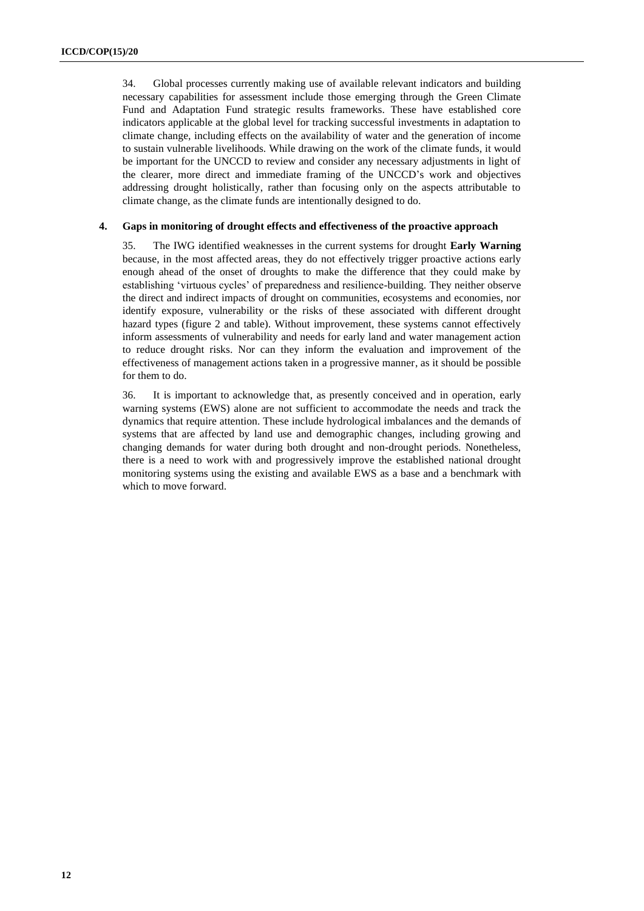34. Global processes currently making use of available relevant indicators and building necessary capabilities for assessment include those emerging through the Green Climate Fund and Adaptation Fund strategic results frameworks. These have established core indicators applicable at the global level for tracking successful investments in adaptation to climate change, including effects on the availability of water and the generation of income to sustain vulnerable livelihoods. While drawing on the work of the climate funds, it would be important for the UNCCD to review and consider any necessary adjustments in light of the clearer, more direct and immediate framing of the UNCCD's work and objectives addressing drought holistically, rather than focusing only on the aspects attributable to climate change, as the climate funds are intentionally designed to do.

### 4. Gaps in monitoring of drought effects and effectiveness of the proactive approach

35. The IWG identified weaknesses in the current systems for drought **Early Warning** because, in the most affected areas, they do not effectively trigger proactive actions early enough ahead of the onset of droughts to make the difference that they could make by establishing 'virtuous cycles' of preparedness and resilience-building. They neither observe the direct and indirect impacts of drought on communities, ecosystems and economies, nor identify exposure, vulnerability or the risks of these associated with different drought hazard types (figure 2 and table). Without improvement, these systems cannot effectively inform assessments of vulnerability and needs for early land and water management action to reduce drought risks. Nor can they inform the evaluation and improvement of the effectiveness of management actions taken in a progressive manner, as it should be possible for them to do.

36. It is important to acknowledge that, as presently conceived and in operation, early warning systems (EWS) alone are not sufficient to accommodate the needs and track the dynamics that require attention. These include hydrological imbalances and the demands of systems that are affected by land use and demographic changes, including growing and changing demands for water during both drought and non-drought periods. Nonetheless, there is a need to work with and progressively improve the established national drought monitoring systems using the existing and available EWS as a base and a benchmark with which to move forward.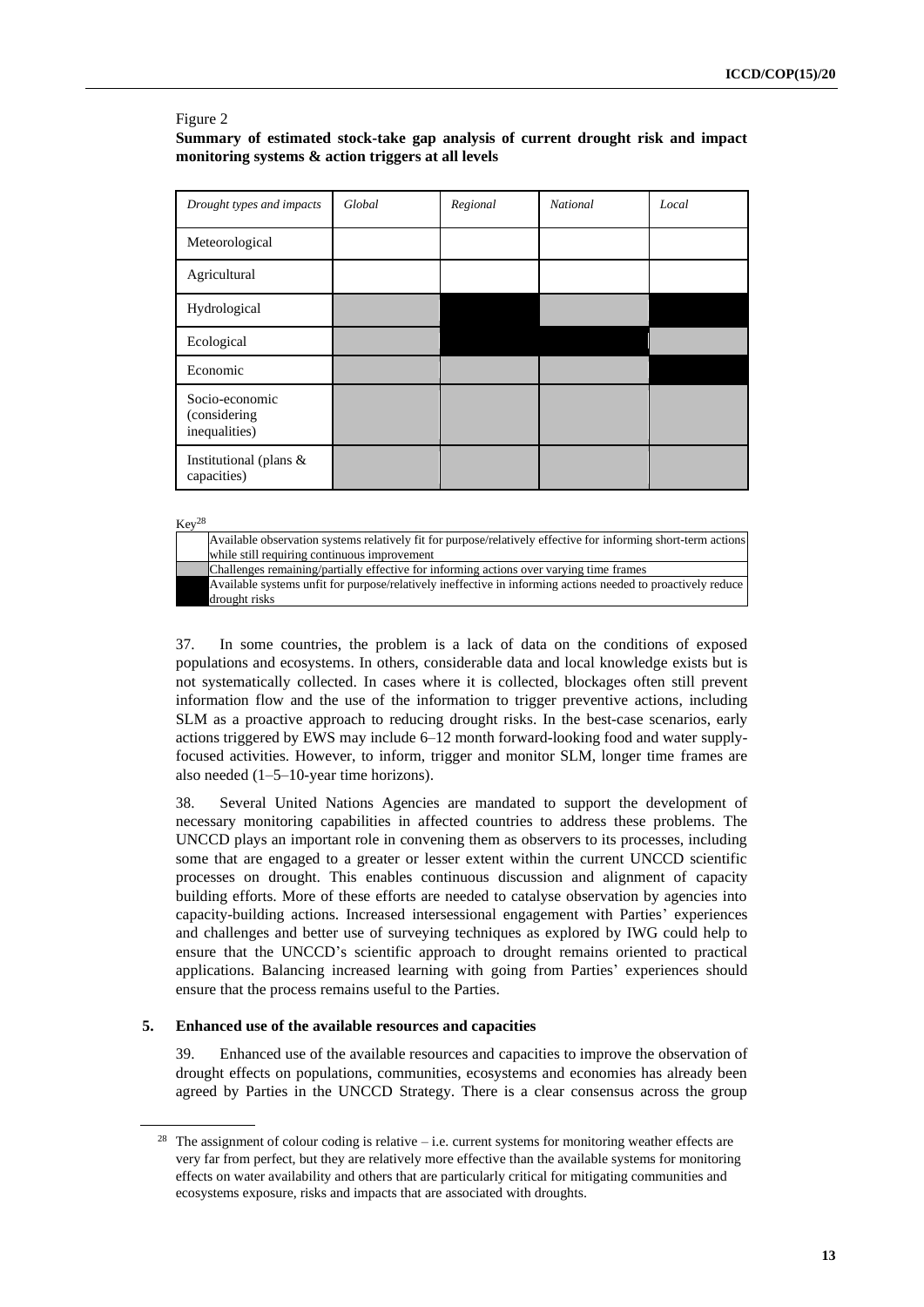Figure 2

**Summary of estimated stock-take gap analysis of current drought risk and impact monitoring systems & action triggers at all levels**

| *Drought types and impacts* | *Global* | *Regional* | *National* | *Local* |
|---|---|---|---|---|
| Meteorological | [white] | [white] | [white] | [white] |
| Agricultural | [white] | [white] | [white] | [white] |
| Hydrological | [grey] | [black] | [grey] | [black] |
| Ecological | [grey] | [black] | [black] | [grey] |
| Economic | [grey] | [grey] | [grey] | [black] |
| Socio-economic (considering inequalities) | [grey] | [grey] | [grey] | [grey] |
| Institutional (plans & capacities) | [grey] | [grey] | [grey] | [grey] |

Key[28]

| | |
|---|---|
| [white] | Available observation systems relatively fit for purpose/relatively effective for informing short-term actions while still requiring continuous improvement |
| [grey] | Challenges remaining/partially effective for informing actions over varying time frames |
| [black] | Available systems unfit for purpose/relatively ineffective in informing actions needed to proactively reduce drought risks |

37. In some countries, the problem is a lack of data on the conditions of exposed populations and ecosystems. In others, considerable data and local knowledge exists but is not systematically collected. In cases where it is collected, blockages often still prevent information flow and the use of the information to trigger preventive actions, including SLM as a proactive approach to reducing drought risks. In the best-case scenarios, early actions triggered by EWS may include 6–12 month forward-looking food and water supply-focused activities. However, to inform, trigger and monitor SLM, longer time frames are also needed (1–5–10-year time horizons).

38. Several United Nations Agencies are mandated to support the development of necessary monitoring capabilities in affected countries to address these problems. The UNCCD plays an important role in convening them as observers to its processes, including some that are engaged to a greater or lesser extent within the current UNCCD scientific processes on drought. This enables continuous discussion and alignment of capacity building efforts. More of these efforts are needed to catalyse observation by agencies into capacity-building actions. Increased intersessional engagement with Parties' experiences and challenges and better use of surveying techniques as explored by IWG could help to ensure that the UNCCD's scientific approach to drought remains oriented to practical applications. Balancing increased learning with going from Parties' experiences should ensure that the process remains useful to the Parties.

### 5. Enhanced use of the available resources and capacities

39. Enhanced use of the available resources and capacities to improve the observation of drought effects on populations, communities, ecosystems and economies has already been agreed by Parties in the UNCCD Strategy. There is a clear consensus across the group

[28] The assignment of colour coding is relative – i.e. current systems for monitoring weather effects are very far from perfect, but they are relatively more effective than the available systems for monitoring effects on water availability and others that are particularly critical for mitigating communities and ecosystems exposure, risks and impacts that are associated with droughts.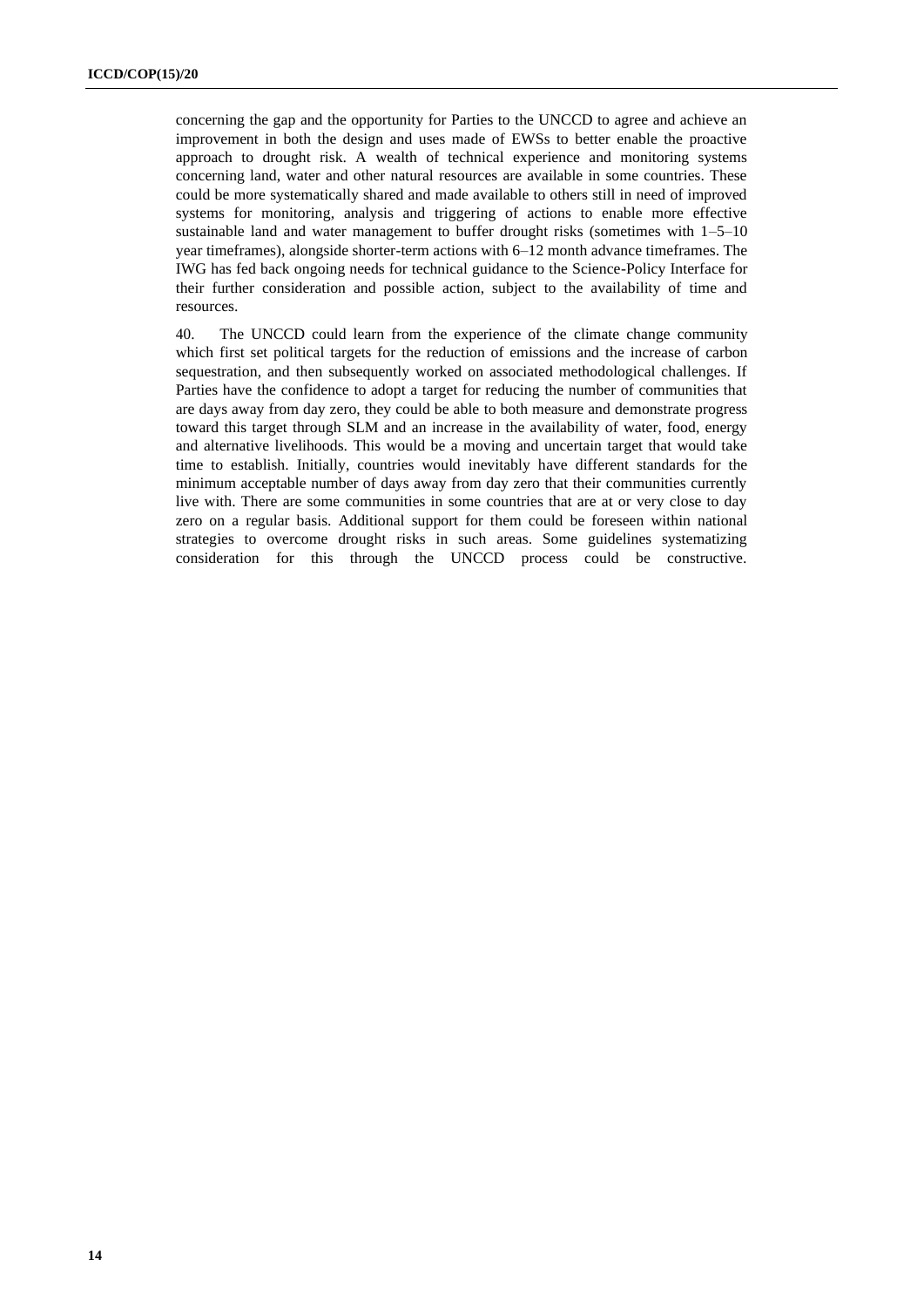concerning the gap and the opportunity for Parties to the UNCCD to agree and achieve an improvement in both the design and uses made of EWSs to better enable the proactive approach to drought risk. A wealth of technical experience and monitoring systems concerning land, water and other natural resources are available in some countries. These could be more systematically shared and made available to others still in need of improved systems for monitoring, analysis and triggering of actions to enable more effective sustainable land and water management to buffer drought risks (sometimes with 1–5–10 year timeframes), alongside shorter-term actions with 6–12 month advance timeframes. The IWG has fed back ongoing needs for technical guidance to the Science-Policy Interface for their further consideration and possible action, subject to the availability of time and resources.

40. The UNCCD could learn from the experience of the climate change community which first set political targets for the reduction of emissions and the increase of carbon sequestration, and then subsequently worked on associated methodological challenges. If Parties have the confidence to adopt a target for reducing the number of communities that are days away from day zero, they could be able to both measure and demonstrate progress toward this target through SLM and an increase in the availability of water, food, energy and alternative livelihoods. This would be a moving and uncertain target that would take time to establish. Initially, countries would inevitably have different standards for the minimum acceptable number of days away from day zero that their communities currently live with. There are some communities in some countries that are at or very close to day zero on a regular basis. Additional support for them could be foreseen within national strategies to overcome drought risks in such areas. Some guidelines systematizing consideration for this through the UNCCD process could be constructive.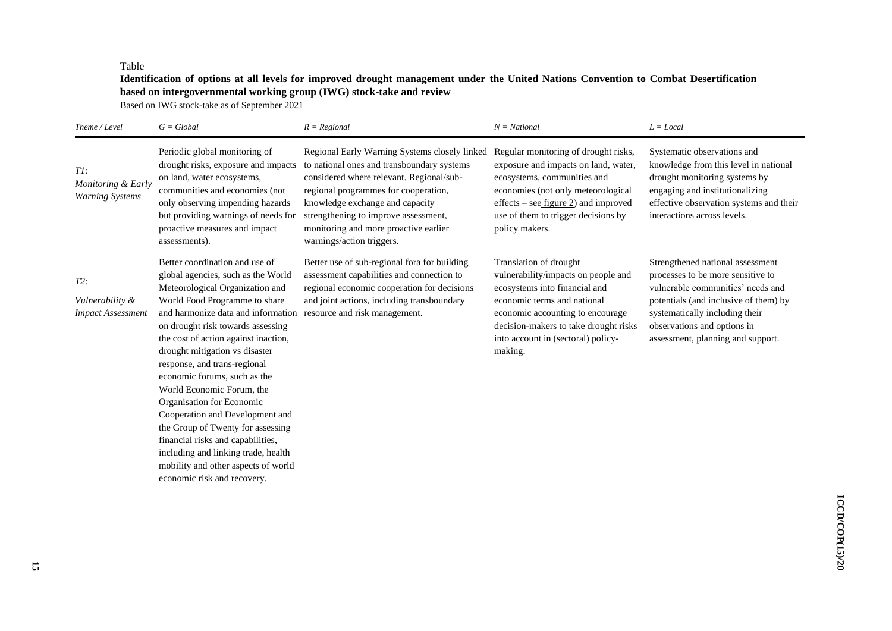Table

**Identification of options at all levels for improved drought management under the United Nations Convention to Combat Desertification based on intergovernmental working group (IWG) stock-take and review**

Based on IWG stock-take as of September 2021

| *Theme / Level* | *G = Global* | *R = Regional* | *N = National* | *L = Local* |
|---|---|---|---|---|
| *T1: Monitoring & Early Warning Systems* | Periodic global monitoring of drought risks, exposure and impacts on land, water ecosystems, communities and economies (not only observing impending hazards but providing warnings of needs for proactive measures and impact assessments). | Regional Early Warning Systems closely linked to national ones and transboundary systems considered where relevant. Regional/sub-regional programmes for cooperation, knowledge exchange and capacity strengthening to improve assessment, monitoring and more proactive earlier warnings/action triggers. | Regular monitoring of drought risks, exposure and impacts on land, water, ecosystems, communities and economies (not only meteorological effects – see figure 2) and improved use of them to trigger decisions by policy makers. | Systematic observations and knowledge from this level in national drought monitoring systems by engaging and institutionalizing effective observation systems and their interactions across levels. |
| *T2: Vulnerability & Impact Assessment* | Better coordination and use of global agencies, such as the World Meteorological Organization and World Food Programme to share and harmonize data and information on drought risk towards assessing the cost of action against inaction, drought mitigation vs disaster response, and trans-regional economic forums, such as the World Economic Forum, the Organisation for Economic Cooperation and Development and the Group of Twenty for assessing financial risks and capabilities, including and linking trade, health mobility and other aspects of world economic risk and recovery. | Better use of sub-regional fora for building assessment capabilities and connection to regional economic cooperation for decisions and joint actions, including transboundary resource and risk management. | Translation of drought vulnerability/impacts on people and ecosystems into financial and economic terms and national economic accounting to encourage decision-makers to take drought risks into account in (sectoral) policy-making. | Strengthened national assessment processes to be more sensitive to vulnerable communities' needs and potentials (and inclusive of them) by systematically including their observations and options in assessment, planning and support. |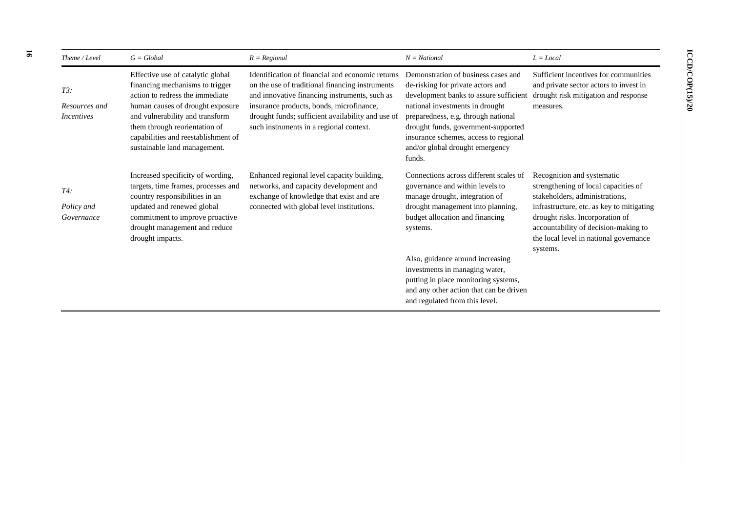| *Theme / Level* | *G = Global* | *R = Regional* | *N = National* | *L = Local* |
|---|---|---|---|---|
| *T3:* *Resources and Incentives* | Effective use of catalytic global financing mechanisms to trigger action to redress the immediate human causes of drought exposure and vulnerability and transform them through reorientation of capabilities and reestablishment of sustainable land management. | Identification of financial and economic returns on the use of traditional financing instruments and innovative financing instruments, such as insurance products, bonds, microfinance, drought funds; sufficient availability and use of such instruments in a regional context. | Demonstration of business cases and de-risking for private actors and development banks to assure sufficient national investments in drought preparedness, e.g. through national drought funds, government-supported insurance schemes, access to regional and/or global drought emergency funds. | Sufficient incentives for communities and private sector actors to invest in drought risk mitigation and response measures. |
| *T4:* *Policy and Governance* | Increased specificity of wording, targets, time frames, processes and country responsibilities in an updated and renewed global commitment to improve proactive drought management and reduce drought impacts. | Enhanced regional level capacity building, networks, and capacity development and exchange of knowledge that exist and are connected with global level institutions. | Connections across different scales of governance and within levels to manage drought, integration of drought management into planning, budget allocation and financing systems.<br><br>Also, guidance around increasing investments in managing water, putting in place monitoring systems, and any other action that can be driven and regulated from this level. | Recognition and systematic strengthening of local capacities of stakeholders, administrations, infrastructure, etc. as key to mitigating drought risks. Incorporation of accountability of decision-making to the local level in national governance systems. |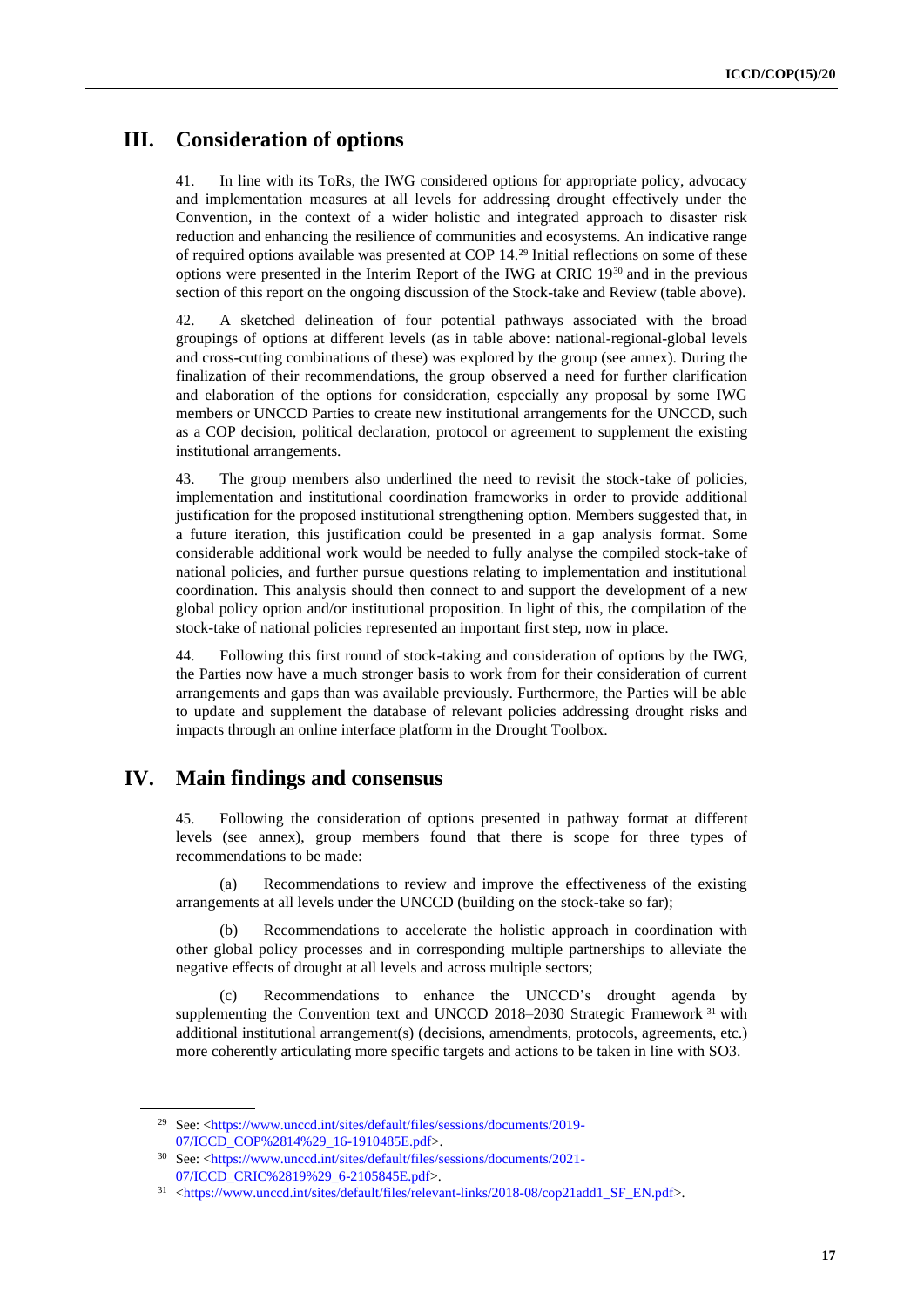## III. Consideration of options

41. In line with its ToRs, the IWG considered options for appropriate policy, advocacy and implementation measures at all levels for addressing drought effectively under the Convention, in the context of a wider holistic and integrated approach to disaster risk reduction and enhancing the resilience of communities and ecosystems. An indicative range of required options available was presented at COP 14.[29] Initial reflections on some of these options were presented in the Interim Report of the IWG at CRIC 19[30] and in the previous section of this report on the ongoing discussion of the Stock-take and Review (table above).

42. A sketched delineation of four potential pathways associated with the broad groupings of options at different levels (as in table above: national-regional-global levels and cross-cutting combinations of these) was explored by the group (see annex). During the finalization of their recommendations, the group observed a need for further clarification and elaboration of the options for consideration, especially any proposal by some IWG members or UNCCD Parties to create new institutional arrangements for the UNCCD, such as a COP decision, political declaration, protocol or agreement to supplement the existing institutional arrangements.

43. The group members also underlined the need to revisit the stock-take of policies, implementation and institutional coordination frameworks in order to provide additional justification for the proposed institutional strengthening option. Members suggested that, in a future iteration, this justification could be presented in a gap analysis format. Some considerable additional work would be needed to fully analyse the compiled stock-take of national policies, and further pursue questions relating to implementation and institutional coordination. This analysis should then connect to and support the development of a new global policy option and/or institutional proposition. In light of this, the compilation of the stock-take of national policies represented an important first step, now in place.

44. Following this first round of stock-taking and consideration of options by the IWG, the Parties now have a much stronger basis to work from for their consideration of current arrangements and gaps than was available previously. Furthermore, the Parties will be able to update and supplement the database of relevant policies addressing drought risks and impacts through an online interface platform in the Drought Toolbox.

## IV. Main findings and consensus

45. Following the consideration of options presented in pathway format at different levels (see annex), group members found that there is scope for three types of recommendations to be made:

(a) Recommendations to review and improve the effectiveness of the existing arrangements at all levels under the UNCCD (building on the stock-take so far);

(b) Recommendations to accelerate the holistic approach in coordination with other global policy processes and in corresponding multiple partnerships to alleviate the negative effects of drought at all levels and across multiple sectors;

(c) Recommendations to enhance the UNCCD's drought agenda by supplementing the Convention text and UNCCD 2018–2030 Strategic Framework[31] with additional institutional arrangement(s) (decisions, amendments, protocols, agreements, etc.) more coherently articulating more specific targets and actions to be taken in line with SO3.

---

[29] See: <https://www.unccd.int/sites/default/files/sessions/documents/2019-07/ICCD_COP%2814%29_16-1910485E.pdf>.

[30] See: <https://www.unccd.int/sites/default/files/sessions/documents/2021-07/ICCD_CRIC%2819%29_6-2105845E.pdf>.

[31] <https://www.unccd.int/sites/default/files/relevant-links/2018-08/cop21add1_SF_EN.pdf>.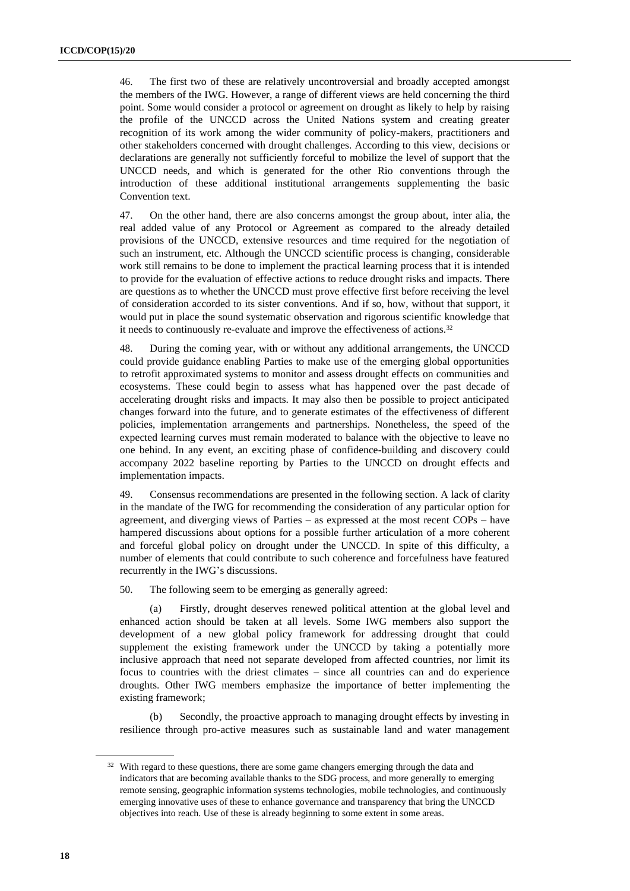46. The first two of these are relatively uncontroversial and broadly accepted amongst the members of the IWG. However, a range of different views are held concerning the third point. Some would consider a protocol or agreement on drought as likely to help by raising the profile of the UNCCD across the United Nations system and creating greater recognition of its work among the wider community of policy-makers, practitioners and other stakeholders concerned with drought challenges. According to this view, decisions or declarations are generally not sufficiently forceful to mobilize the level of support that the UNCCD needs, and which is generated for the other Rio conventions through the introduction of these additional institutional arrangements supplementing the basic Convention text.

47. On the other hand, there are also concerns amongst the group about, inter alia, the real added value of any Protocol or Agreement as compared to the already detailed provisions of the UNCCD, extensive resources and time required for the negotiation of such an instrument, etc. Although the UNCCD scientific process is changing, considerable work still remains to be done to implement the practical learning process that it is intended to provide for the evaluation of effective actions to reduce drought risks and impacts. There are questions as to whether the UNCCD must prove effective first before receiving the level of consideration accorded to its sister conventions. And if so, how, without that support, it would put in place the sound systematic observation and rigorous scientific knowledge that it needs to continuously re-evaluate and improve the effectiveness of actions.[32]

48. During the coming year, with or without any additional arrangements, the UNCCD could provide guidance enabling Parties to make use of the emerging global opportunities to retrofit approximated systems to monitor and assess drought effects on communities and ecosystems. These could begin to assess what has happened over the past decade of accelerating drought risks and impacts. It may also then be possible to project anticipated changes forward into the future, and to generate estimates of the effectiveness of different policies, implementation arrangements and partnerships. Nonetheless, the speed of the expected learning curves must remain moderated to balance with the objective to leave no one behind. In any event, an exciting phase of confidence-building and discovery could accompany 2022 baseline reporting by Parties to the UNCCD on drought effects and implementation impacts.

49. Consensus recommendations are presented in the following section. A lack of clarity in the mandate of the IWG for recommending the consideration of any particular option for agreement, and diverging views of Parties – as expressed at the most recent COPs – have hampered discussions about options for a possible further articulation of a more coherent and forceful global policy on drought under the UNCCD. In spite of this difficulty, a number of elements that could contribute to such coherence and forcefulness have featured recurrently in the IWG's discussions.

50. The following seem to be emerging as generally agreed:

(a) Firstly, drought deserves renewed political attention at the global level and enhanced action should be taken at all levels. Some IWG members also support the development of a new global policy framework for addressing drought that could supplement the existing framework under the UNCCD by taking a potentially more inclusive approach that need not separate developed from affected countries, nor limit its focus to countries with the driest climates – since all countries can and do experience droughts. Other IWG members emphasize the importance of better implementing the existing framework;

(b) Secondly, the proactive approach to managing drought effects by investing in resilience through pro-active measures such as sustainable land and water management

[32] With regard to these questions, there are some game changers emerging through the data and indicators that are becoming available thanks to the SDG process, and more generally to emerging remote sensing, geographic information systems technologies, mobile technologies, and continuously emerging innovative uses of these to enhance governance and transparency that bring the UNCCD objectives into reach. Use of these is already beginning to some extent in some areas.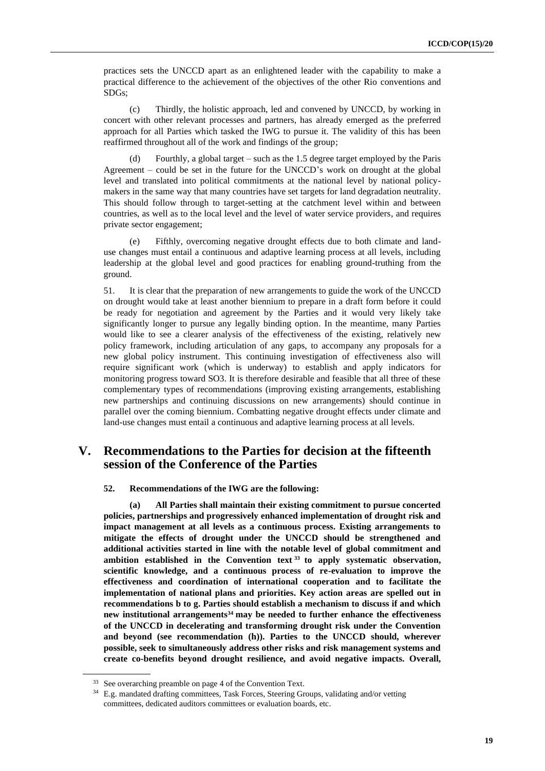practices sets the UNCCD apart as an enlightened leader with the capability to make a practical difference to the achievement of the objectives of the other Rio conventions and SDGs;

(c) Thirdly, the holistic approach, led and convened by UNCCD, by working in concert with other relevant processes and partners, has already emerged as the preferred approach for all Parties which tasked the IWG to pursue it. The validity of this has been reaffirmed throughout all of the work and findings of the group;

(d) Fourthly, a global target – such as the 1.5 degree target employed by the Paris Agreement – could be set in the future for the UNCCD's work on drought at the global level and translated into political commitments at the national level by national policy-makers in the same way that many countries have set targets for land degradation neutrality. This should follow through to target-setting at the catchment level within and between countries, as well as to the local level and the level of water service providers, and requires private sector engagement;

(e) Fifthly, overcoming negative drought effects due to both climate and land-use changes must entail a continuous and adaptive learning process at all levels, including leadership at the global level and good practices for enabling ground-truthing from the ground.

51. It is clear that the preparation of new arrangements to guide the work of the UNCCD on drought would take at least another biennium to prepare in a draft form before it could be ready for negotiation and agreement by the Parties and it would very likely take significantly longer to pursue any legally binding option. In the meantime, many Parties would like to see a clearer analysis of the effectiveness of the existing, relatively new policy framework, including articulation of any gaps, to accompany any proposals for a new global policy instrument. This continuing investigation of effectiveness also will require significant work (which is underway) to establish and apply indicators for monitoring progress toward SO3. It is therefore desirable and feasible that all three of these complementary types of recommendations (improving existing arrangements, establishing new partnerships and continuing discussions on new arrangements) should continue in parallel over the coming biennium. Combatting negative drought effects under climate and land-use changes must entail a continuous and adaptive learning process at all levels.

# V. Recommendations to the Parties for decision at the fifteenth session of the Conference of the Parties

**52. Recommendations of the IWG are the following:**

**(a) All Parties shall maintain their existing commitment to pursue concerted policies, partnerships and progressively enhanced implementation of drought risk and impact management at all levels as a continuous process. Existing arrangements to mitigate the effects of drought under the UNCCD should be strengthened and additional activities started in line with the notable level of global commitment and ambition established in the Convention text[33] to apply systematic observation, scientific knowledge, and a continuous process of re-evaluation to improve the effectiveness and coordination of international cooperation and to facilitate the implementation of national plans and priorities. Key action areas are spelled out in recommendations b to g. Parties should establish a mechanism to discuss if and which new institutional arrangements[34] may be needed to further enhance the effectiveness of the UNCCD in decelerating and transforming drought risk under the Convention and beyond (see recommendation (h)). Parties to the UNCCD should, wherever possible, seek to simultaneously address other risks and risk management systems and create co-benefits beyond drought resilience, and avoid negative impacts. Overall,**

[33] See overarching preamble on page 4 of the Convention Text.

[34] E.g. mandated drafting committees, Task Forces, Steering Groups, validating and/or vetting committees, dedicated auditors committees or evaluation boards, etc.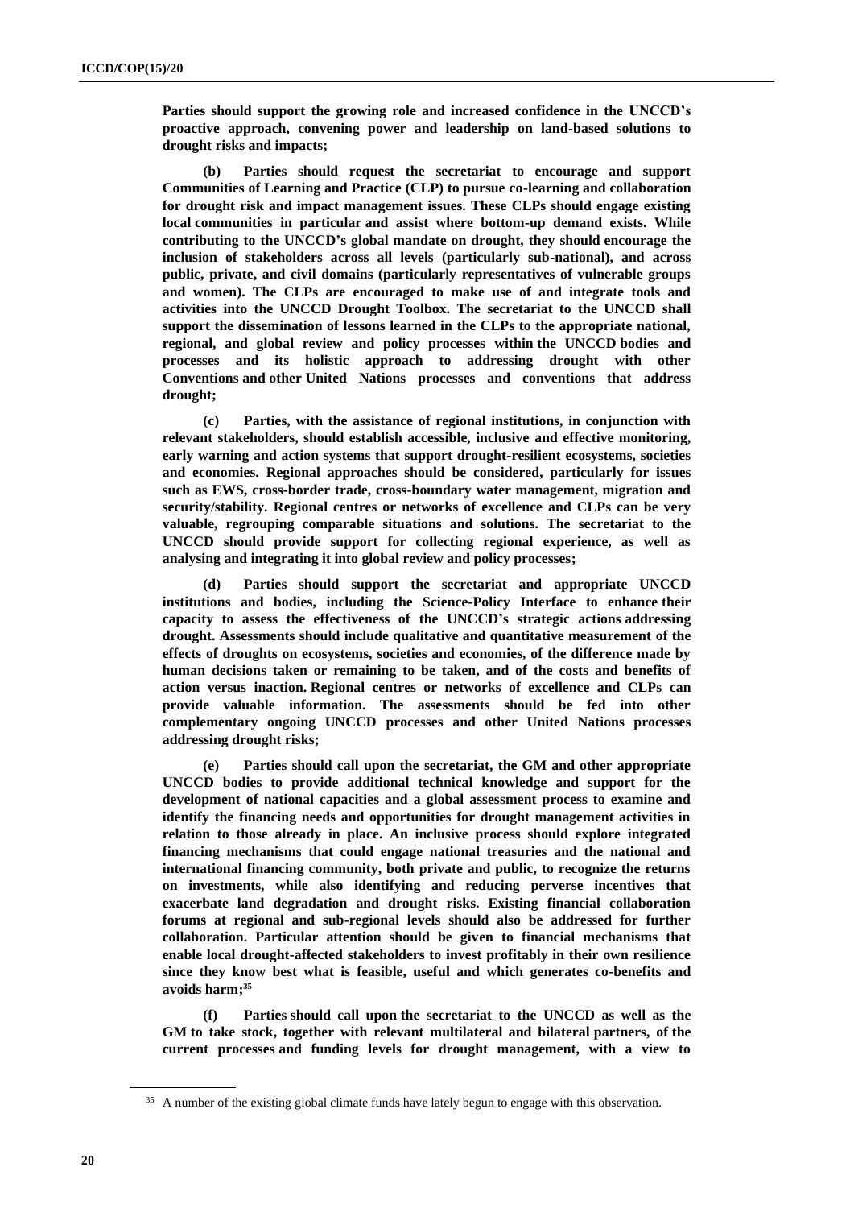**Parties should support the growing role and increased confidence in the UNCCD's proactive approach, convening power and leadership on land-based solutions to drought risks and impacts;**

**(b) Parties should request the secretariat to encourage and support Communities of Learning and Practice (CLP) to pursue co-learning and collaboration for drought risk and impact management issues. These CLPs should engage existing local communities in particular and assist where bottom-up demand exists. While contributing to the UNCCD's global mandate on drought, they should encourage the inclusion of stakeholders across all levels (particularly sub-national), and across public, private, and civil domains (particularly representatives of vulnerable groups and women). The CLPs are encouraged to make use of and integrate tools and activities into the UNCCD Drought Toolbox. The secretariat to the UNCCD shall support the dissemination of lessons learned in the CLPs to the appropriate national, regional, and global review and policy processes within the UNCCD bodies and processes and its holistic approach to addressing drought with other Conventions and other United Nations processes and conventions that address drought;**

**(c) Parties, with the assistance of regional institutions, in conjunction with relevant stakeholders, should establish accessible, inclusive and effective monitoring, early warning and action systems that support drought-resilient ecosystems, societies and economies. Regional approaches should be considered, particularly for issues such as EWS, cross-border trade, cross-boundary water management, migration and security/stability. Regional centres or networks of excellence and CLPs can be very valuable, regrouping comparable situations and solutions. The secretariat to the UNCCD should provide support for collecting regional experience, as well as analysing and integrating it into global review and policy processes;**

**(d) Parties should support the secretariat and appropriate UNCCD institutions and bodies, including the Science-Policy Interface to enhance their capacity to assess the effectiveness of the UNCCD's strategic actions addressing drought. Assessments should include qualitative and quantitative measurement of the effects of droughts on ecosystems, societies and economies, of the difference made by human decisions taken or remaining to be taken, and of the costs and benefits of action versus inaction. Regional centres or networks of excellence and CLPs can provide valuable information. The assessments should be fed into other complementary ongoing UNCCD processes and other United Nations processes addressing drought risks;**

**(e) Parties should call upon the secretariat, the GM and other appropriate UNCCD bodies to provide additional technical knowledge and support for the development of national capacities and a global assessment process to examine and identify the financing needs and opportunities for drought management activities in relation to those already in place. An inclusive process should explore integrated financing mechanisms that could engage national treasuries and the national and international financing community, both private and public, to recognize the returns on investments, while also identifying and reducing perverse incentives that exacerbate land degradation and drought risks. Existing financial collaboration forums at regional and sub-regional levels should also be addressed for further collaboration. Particular attention should be given to financial mechanisms that enable local drought-affected stakeholders to invest profitably in their own resilience since they know best what is feasible, useful and which generates co-benefits and avoids harm;**[35]

**(f) Parties should call upon the secretariat to the UNCCD as well as the GM to take stock, together with relevant multilateral and bilateral partners, of the current processes and funding levels for drought management, with a view to**

---

[35] A number of the existing global climate funds have lately begun to engage with this observation.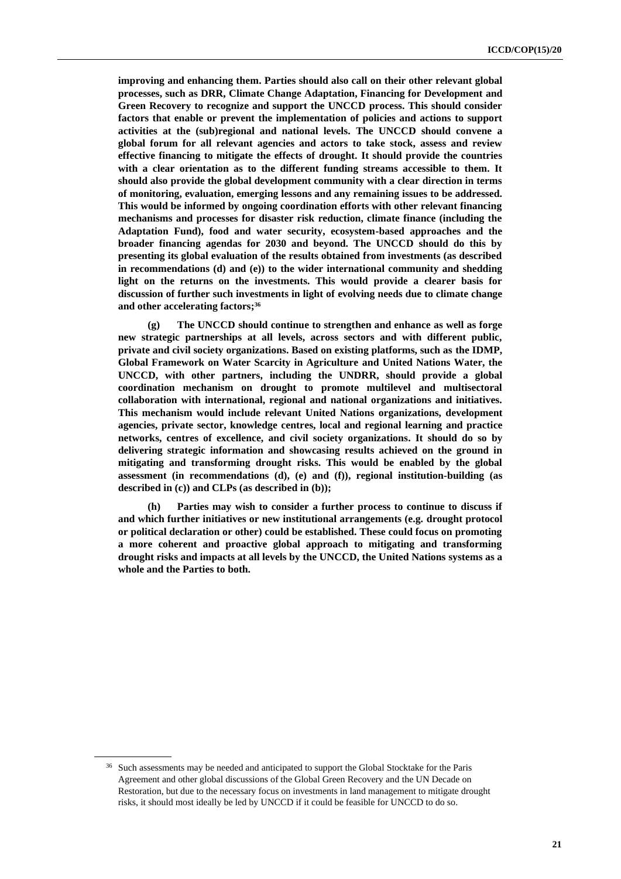**improving and enhancing them. Parties should also call on their other relevant global processes, such as DRR, Climate Change Adaptation, Financing for Development and Green Recovery to recognize and support the UNCCD process. This should consider factors that enable or prevent the implementation of policies and actions to support activities at the (sub)regional and national levels. The UNCCD should convene a global forum for all relevant agencies and actors to take stock, assess and review effective financing to mitigate the effects of drought. It should provide the countries with a clear orientation as to the different funding streams accessible to them. It should also provide the global development community with a clear direction in terms of monitoring, evaluation, emerging lessons and any remaining issues to be addressed. This would be informed by ongoing coordination efforts with other relevant financing mechanisms and processes for disaster risk reduction, climate finance (including the Adaptation Fund), food and water security, ecosystem-based approaches and the broader financing agendas for 2030 and beyond. The UNCCD should do this by presenting its global evaluation of the results obtained from investments (as described in recommendations (d) and (e)) to the wider international community and shedding light on the returns on the investments. This would provide a clearer basis for discussion of further such investments in light of evolving needs due to climate change and other accelerating factors;[36]**

**(g) The UNCCD should continue to strengthen and enhance as well as forge new strategic partnerships at all levels, across sectors and with different public, private and civil society organizations. Based on existing platforms, such as the IDMP, Global Framework on Water Scarcity in Agriculture and United Nations Water, the UNCCD, with other partners, including the UNDRR, should provide a global coordination mechanism on drought to promote multilevel and multisectoral collaboration with international, regional and national organizations and initiatives. This mechanism would include relevant United Nations organizations, development agencies, private sector, knowledge centres, local and regional learning and practice networks, centres of excellence, and civil society organizations. It should do so by delivering strategic information and showcasing results achieved on the ground in mitigating and transforming drought risks. This would be enabled by the global assessment (in recommendations (d), (e) and (f)), regional institution-building (as described in (c)) and CLPs (as described in (b));**

**(h) Parties may wish to consider a further process to continue to discuss if and which further initiatives or new institutional arrangements (e.g. drought protocol or political declaration or other) could be established. These could focus on promoting a more coherent and proactive global approach to mitigating and transforming drought risks and impacts at all levels by the UNCCD, the United Nations systems as a whole and the Parties to both.**

---

[36] Such assessments may be needed and anticipated to support the Global Stocktake for the Paris Agreement and other global discussions of the Global Green Recovery and the UN Decade on Restoration, but due to the necessary focus on investments in land management to mitigate drought risks, it should most ideally be led by UNCCD if it could be feasible for UNCCD to do so.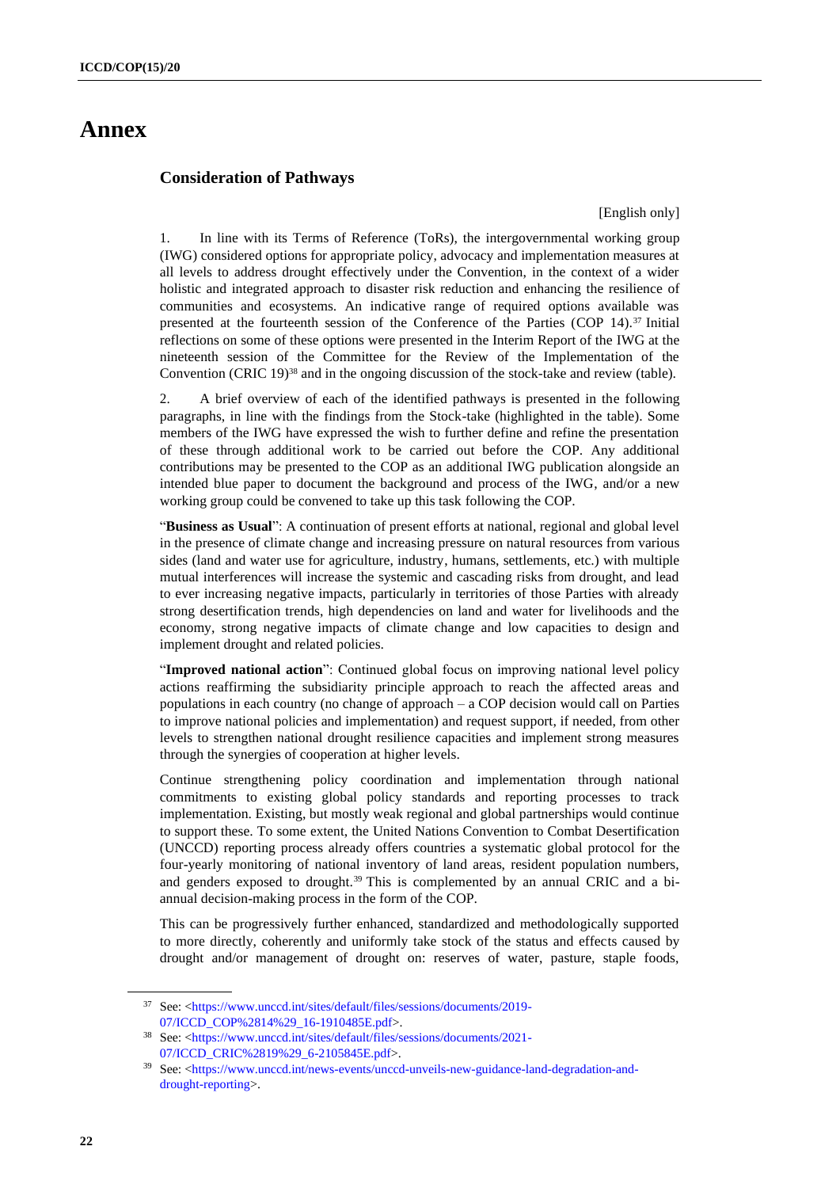# Annex

## Consideration of Pathways

[English only]

1. In line with its Terms of Reference (ToRs), the intergovernmental working group (IWG) considered options for appropriate policy, advocacy and implementation measures at all levels to address drought effectively under the Convention, in the context of a wider holistic and integrated approach to disaster risk reduction and enhancing the resilience of communities and ecosystems. An indicative range of required options available was presented at the fourteenth session of the Conference of the Parties (COP 14).[37] Initial reflections on some of these options were presented in the Interim Report of the IWG at the nineteenth session of the Committee for the Review of the Implementation of the Convention (CRIC 19)[38] and in the ongoing discussion of the stock-take and review (table).

2. A brief overview of each of the identified pathways is presented in the following paragraphs, in line with the findings from the Stock-take (highlighted in the table). Some members of the IWG have expressed the wish to further define and refine the presentation of these through additional work to be carried out before the COP. Any additional contributions may be presented to the COP as an additional IWG publication alongside an intended blue paper to document the background and process of the IWG, and/or a new working group could be convened to take up this task following the COP.

"**Business as Usual**": A continuation of present efforts at national, regional and global level in the presence of climate change and increasing pressure on natural resources from various sides (land and water use for agriculture, industry, humans, settlements, etc.) with multiple mutual interferences will increase the systemic and cascading risks from drought, and lead to ever increasing negative impacts, particularly in territories of those Parties with already strong desertification trends, high dependencies on land and water for livelihoods and the economy, strong negative impacts of climate change and low capacities to design and implement drought and related policies.

"**Improved national action**": Continued global focus on improving national level policy actions reaffirming the subsidiarity principle approach to reach the affected areas and populations in each country (no change of approach – a COP decision would call on Parties to improve national policies and implementation) and request support, if needed, from other levels to strengthen national drought resilience capacities and implement strong measures through the synergies of cooperation at higher levels.

Continue strengthening policy coordination and implementation through national commitments to existing global policy standards and reporting processes to track implementation. Existing, but mostly weak regional and global partnerships would continue to support these. To some extent, the United Nations Convention to Combat Desertification (UNCCD) reporting process already offers countries a systematic global protocol for the four-yearly monitoring of national inventory of land areas, resident population numbers, and genders exposed to drought.[39] This is complemented by an annual CRIC and a bi-annual decision-making process in the form of the COP.

This can be progressively further enhanced, standardized and methodologically supported to more directly, coherently and uniformly take stock of the status and effects caused by drought and/or management of drought on: reserves of water, pasture, staple foods,

---

[37] See: <https://www.unccd.int/sites/default/files/sessions/documents/2019-07/ICCD_COP%2814%29_16-1910485E.pdf>.

[38] See: <https://www.unccd.int/sites/default/files/sessions/documents/2021-07/ICCD_CRIC%2819%29_6-2105845E.pdf>.

[39] See: <https://www.unccd.int/news-events/unccd-unveils-new-guidance-land-degradation-and-drought-reporting>.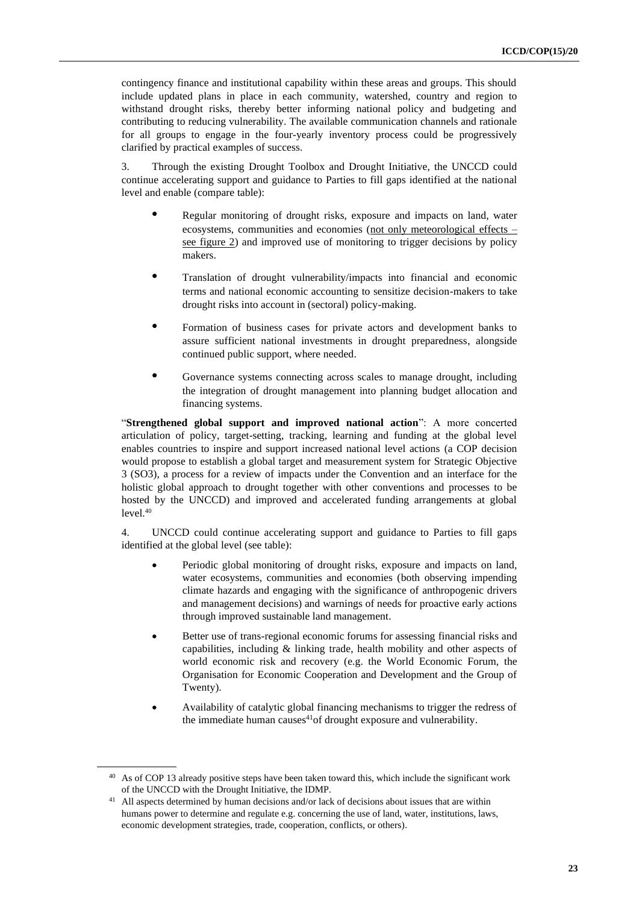contingency finance and institutional capability within these areas and groups. This should include updated plans in place in each community, watershed, country and region to withstand drought risks, thereby better informing national policy and budgeting and contributing to reducing vulnerability. The available communication channels and rationale for all groups to engage in the four-yearly inventory process could be progressively clarified by practical examples of success.

3. Through the existing Drought Toolbox and Drought Initiative, the UNCCD could continue accelerating support and guidance to Parties to fill gaps identified at the national level and enable (compare table):

- Regular monitoring of drought risks, exposure and impacts on land, water ecosystems, communities and economies (not only meteorological effects – see figure 2) and improved use of monitoring to trigger decisions by policy makers.
- Translation of drought vulnerability/impacts into financial and economic terms and national economic accounting to sensitize decision-makers to take drought risks into account in (sectoral) policy-making.
- Formation of business cases for private actors and development banks to assure sufficient national investments in drought preparedness, alongside continued public support, where needed.
- Governance systems connecting across scales to manage drought, including the integration of drought management into planning budget allocation and financing systems.

"**Strengthened global support and improved national action**": A more concerted articulation of policy, target-setting, tracking, learning and funding at the global level enables countries to inspire and support increased national level actions (a COP decision would propose to establish a global target and measurement system for Strategic Objective 3 (SO3), a process for a review of impacts under the Convention and an interface for the holistic global approach to drought together with other conventions and processes to be hosted by the UNCCD) and improved and accelerated funding arrangements at global level.[40]

4. UNCCD could continue accelerating support and guidance to Parties to fill gaps identified at the global level (see table):

- Periodic global monitoring of drought risks, exposure and impacts on land, water ecosystems, communities and economies (both observing impending climate hazards and engaging with the significance of anthropogenic drivers and management decisions) and warnings of needs for proactive early actions through improved sustainable land management.
- Better use of trans-regional economic forums for assessing financial risks and capabilities, including & linking trade, health mobility and other aspects of world economic risk and recovery (e.g. the World Economic Forum, the Organisation for Economic Cooperation and Development and the Group of Twenty).
- Availability of catalytic global financing mechanisms to trigger the redress of the immediate human causes[41]of drought exposure and vulnerability.

---

[40] As of COP 13 already positive steps have been taken toward this, which include the significant work of the UNCCD with the Drought Initiative, the IDMP.

[41] All aspects determined by human decisions and/or lack of decisions about issues that are within humans power to determine and regulate e.g. concerning the use of land, water, institutions, laws, economic development strategies, trade, cooperation, conflicts, or others).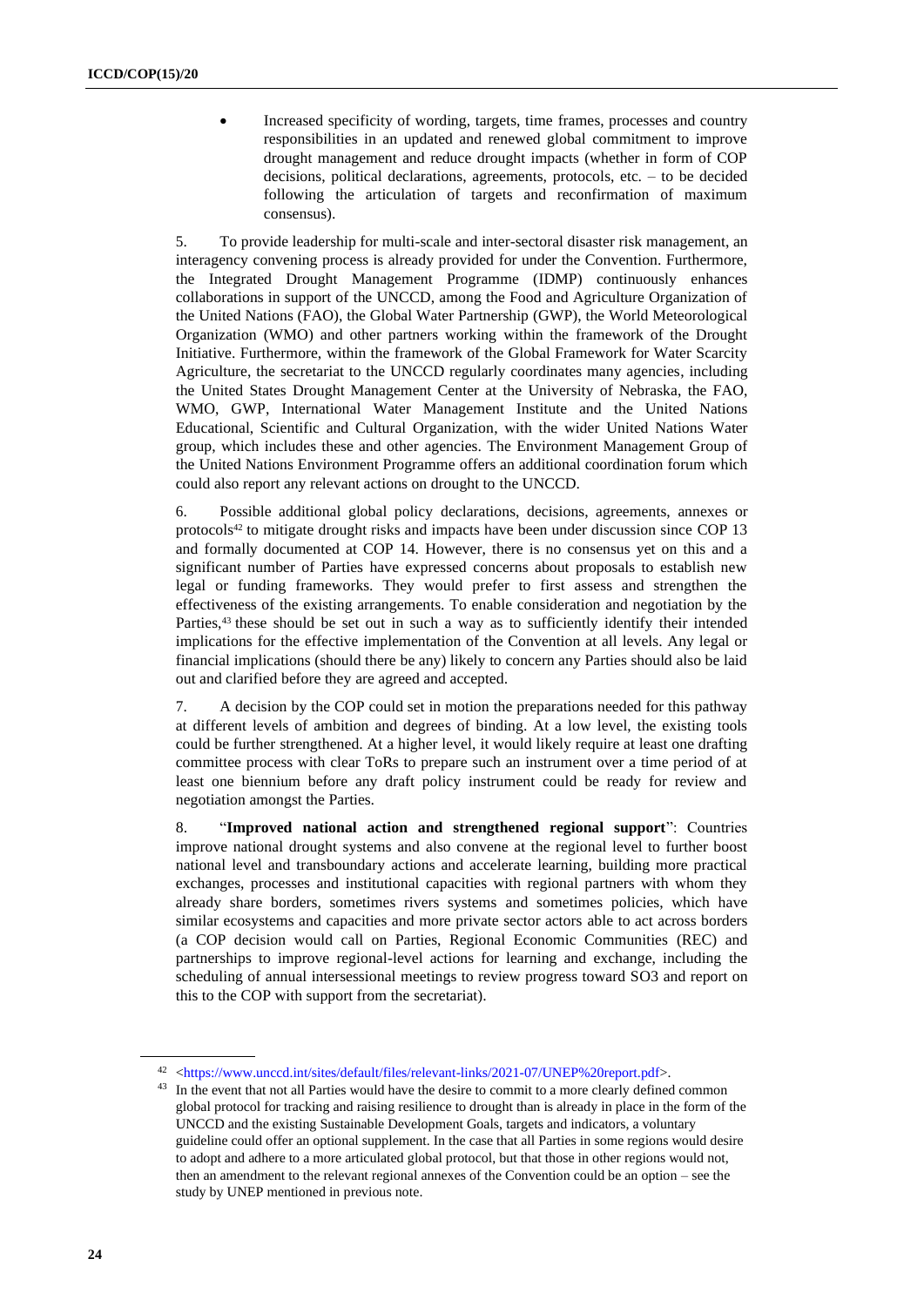- Increased specificity of wording, targets, time frames, processes and country responsibilities in an updated and renewed global commitment to improve drought management and reduce drought impacts (whether in form of COP decisions, political declarations, agreements, protocols, etc. – to be decided following the articulation of targets and reconfirmation of maximum consensus).

5. To provide leadership for multi-scale and inter-sectoral disaster risk management, an interagency convening process is already provided for under the Convention. Furthermore, the Integrated Drought Management Programme (IDMP) continuously enhances collaborations in support of the UNCCD, among the Food and Agriculture Organization of the United Nations (FAO), the Global Water Partnership (GWP), the World Meteorological Organization (WMO) and other partners working within the framework of the Drought Initiative. Furthermore, within the framework of the Global Framework for Water Scarcity Agriculture, the secretariat to the UNCCD regularly coordinates many agencies, including the United States Drought Management Center at the University of Nebraska, the FAO, WMO, GWP, International Water Management Institute and the United Nations Educational, Scientific and Cultural Organization, with the wider United Nations Water group, which includes these and other agencies. The Environment Management Group of the United Nations Environment Programme offers an additional coordination forum which could also report any relevant actions on drought to the UNCCD.

6. Possible additional global policy declarations, decisions, agreements, annexes or protocols[42] to mitigate drought risks and impacts have been under discussion since COP 13 and formally documented at COP 14. However, there is no consensus yet on this and a significant number of Parties have expressed concerns about proposals to establish new legal or funding frameworks. They would prefer to first assess and strengthen the effectiveness of the existing arrangements. To enable consideration and negotiation by the Parties,[43] these should be set out in such a way as to sufficiently identify their intended implications for the effective implementation of the Convention at all levels. Any legal or financial implications (should there be any) likely to concern any Parties should also be laid out and clarified before they are agreed and accepted.

7. A decision by the COP could set in motion the preparations needed for this pathway at different levels of ambition and degrees of binding. At a low level, the existing tools could be further strengthened. At a higher level, it would likely require at least one drafting committee process with clear ToRs to prepare such an instrument over a time period of at least one biennium before any draft policy instrument could be ready for review and negotiation amongst the Parties.

8. "**Improved national action and strengthened regional support**": Countries improve national drought systems and also convene at the regional level to further boost national level and transboundary actions and accelerate learning, building more practical exchanges, processes and institutional capacities with regional partners with whom they already share borders, sometimes rivers systems and sometimes policies, which have similar ecosystems and capacities and more private sector actors able to act across borders (a COP decision would call on Parties, Regional Economic Communities (REC) and partnerships to improve regional-level actions for learning and exchange, including the scheduling of annual intersessional meetings to review progress toward SO3 and report on this to the COP with support from the secretariat).

---

[42] <https://www.unccd.int/sites/default/files/relevant-links/2021-07/UNEP%20report.pdf>.

[43] In the event that not all Parties would have the desire to commit to a more clearly defined common global protocol for tracking and raising resilience to drought than is already in place in the form of the UNCCD and the existing Sustainable Development Goals, targets and indicators, a voluntary guideline could offer an optional supplement. In the case that all Parties in some regions would desire to adopt and adhere to a more articulated global protocol, but that those in other regions would not, then an amendment to the relevant regional annexes of the Convention could be an option – see the study by UNEP mentioned in previous note.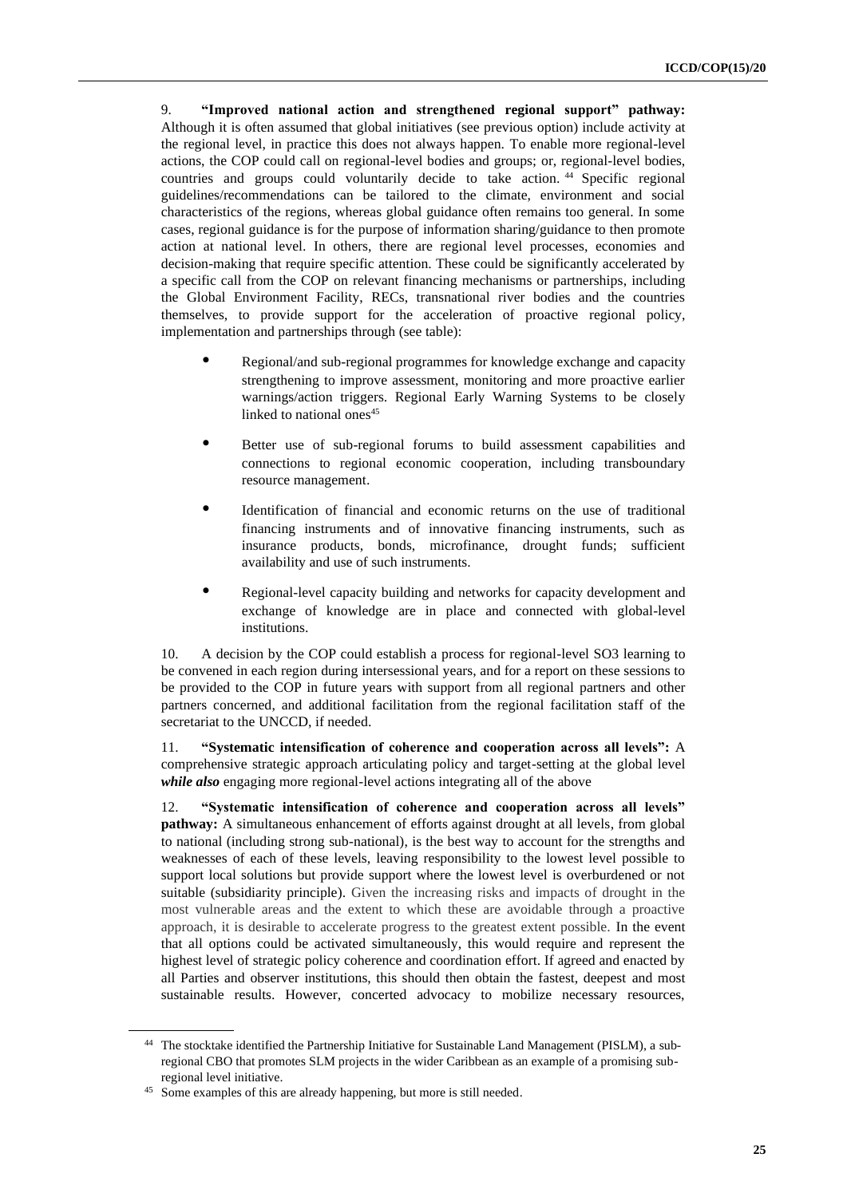9. **"Improved national action and strengthened regional support" pathway:** Although it is often assumed that global initiatives (see previous option) include activity at the regional level, in practice this does not always happen. To enable more regional-level actions, the COP could call on regional-level bodies and groups; or, regional-level bodies, countries and groups could voluntarily decide to take action.[44] Specific regional guidelines/recommendations can be tailored to the climate, environment and social characteristics of the regions, whereas global guidance often remains too general. In some cases, regional guidance is for the purpose of information sharing/guidance to then promote action at national level. In others, there are regional level processes, economies and decision-making that require specific attention. These could be significantly accelerated by a specific call from the COP on relevant financing mechanisms or partnerships, including the Global Environment Facility, RECs, transnational river bodies and the countries themselves, to provide support for the acceleration of proactive regional policy, implementation and partnerships through (see table):

- Regional/and sub-regional programmes for knowledge exchange and capacity strengthening to improve assessment, monitoring and more proactive earlier warnings/action triggers. Regional Early Warning Systems to be closely linked to national ones[45]
- Better use of sub-regional forums to build assessment capabilities and connections to regional economic cooperation, including transboundary resource management.
- Identification of financial and economic returns on the use of traditional financing instruments and of innovative financing instruments, such as insurance products, bonds, microfinance, drought funds; sufficient availability and use of such instruments.
- Regional-level capacity building and networks for capacity development and exchange of knowledge are in place and connected with global-level institutions.

10. A decision by the COP could establish a process for regional-level SO3 learning to be convened in each region during intersessional years, and for a report on these sessions to be provided to the COP in future years with support from all regional partners and other partners concerned, and additional facilitation from the regional facilitation staff of the secretariat to the UNCCD, if needed.

11. **"Systematic intensification of coherence and cooperation across all levels":** A comprehensive strategic approach articulating policy and target-setting at the global level ***while also*** engaging more regional-level actions integrating all of the above

12. **"Systematic intensification of coherence and cooperation across all levels" pathway:** A simultaneous enhancement of efforts against drought at all levels, from global to national (including strong sub-national), is the best way to account for the strengths and weaknesses of each of these levels, leaving responsibility to the lowest level possible to support local solutions but provide support where the lowest level is overburdened or not suitable (subsidiarity principle). Given the increasing risks and impacts of drought in the most vulnerable areas and the extent to which these are avoidable through a proactive approach, it is desirable to accelerate progress to the greatest extent possible. In the event that all options could be activated simultaneously, this would require and represent the highest level of strategic policy coherence and coordination effort. If agreed and enacted by all Parties and observer institutions, this should then obtain the fastest, deepest and most sustainable results. However, concerted advocacy to mobilize necessary resources,

---

[44] The stocktake identified the Partnership Initiative for Sustainable Land Management (PISLM), a sub-regional CBO that promotes SLM projects in the wider Caribbean as an example of a promising sub-regional level initiative.

[45] Some examples of this are already happening, but more is still needed.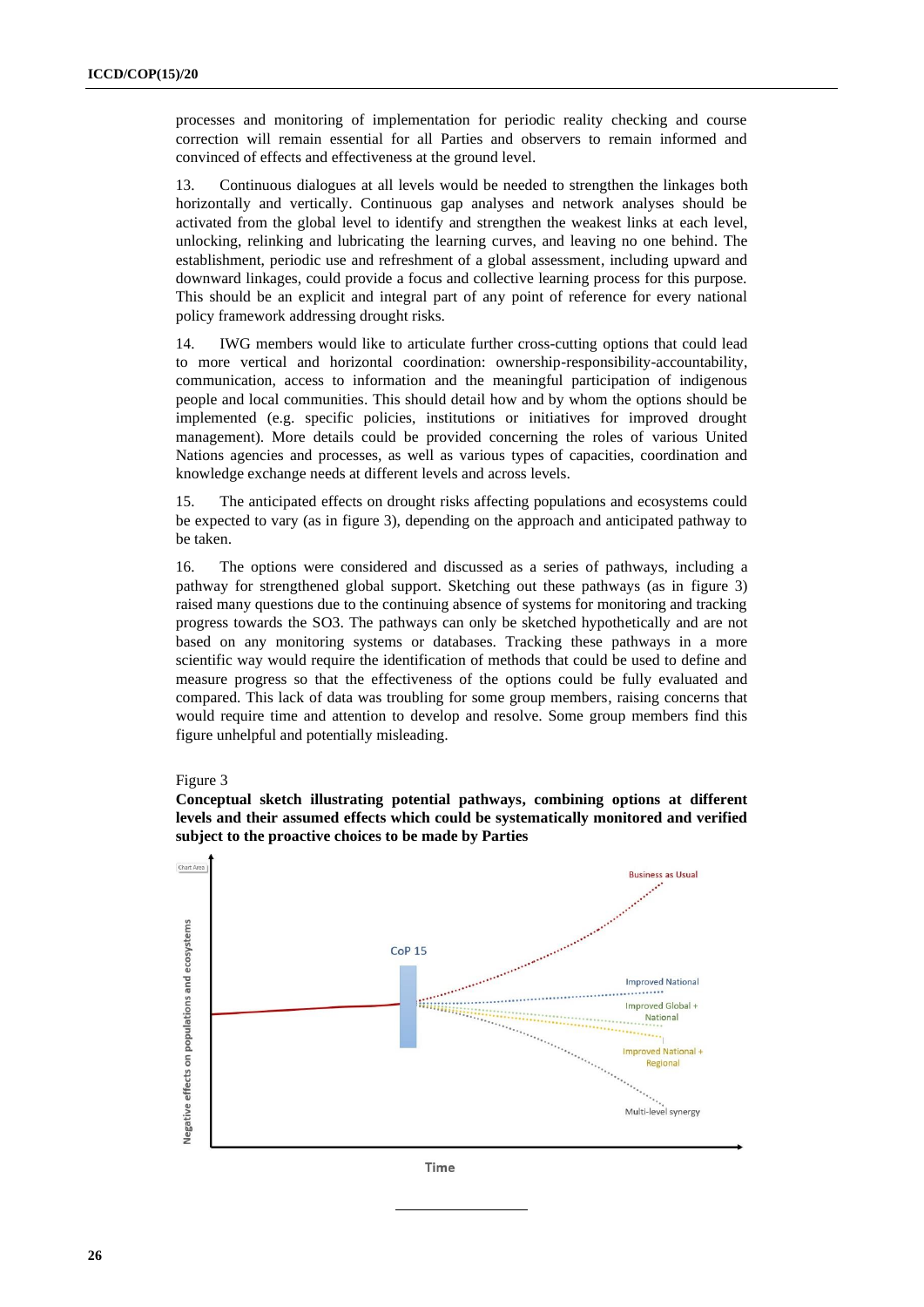processes and monitoring of implementation for periodic reality checking and course correction will remain essential for all Parties and observers to remain informed and convinced of effects and effectiveness at the ground level.

13. Continuous dialogues at all levels would be needed to strengthen the linkages both horizontally and vertically. Continuous gap analyses and network analyses should be activated from the global level to identify and strengthen the weakest links at each level, unlocking, relinking and lubricating the learning curves, and leaving no one behind. The establishment, periodic use and refreshment of a global assessment, including upward and downward linkages, could provide a focus and collective learning process for this purpose. This should be an explicit and integral part of any point of reference for every national policy framework addressing drought risks.

14. IWG members would like to articulate further cross-cutting options that could lead to more vertical and horizontal coordination: ownership-responsibility-accountability, communication, access to information and the meaningful participation of indigenous people and local communities. This should detail how and by whom the options should be implemented (e.g. specific policies, institutions or initiatives for improved drought management). More details could be provided concerning the roles of various United Nations agencies and processes, as well as various types of capacities, coordination and knowledge exchange needs at different levels and across levels.

15. The anticipated effects on drought risks affecting populations and ecosystems could be expected to vary (as in figure 3), depending on the approach and anticipated pathway to be taken.

16. The options were considered and discussed as a series of pathways, including a pathway for strengthened global support. Sketching out these pathways (as in figure 3) raised many questions due to the continuing absence of systems for monitoring and tracking progress towards the SO3. The pathways can only be sketched hypothetically and are not based on any monitoring systems or databases. Tracking these pathways in a more scientific way would require the identification of methods that could be used to define and measure progress so that the effectiveness of the options could be fully evaluated and compared. This lack of data was troubling for some group members, raising concerns that would require time and attention to develop and resolve. Some group members find this figure unhelpful and potentially misleading.

Figure 3

**Conceptual sketch illustrating potential pathways, combining options at different levels and their assumed effects which could be systematically monitored and verified subject to the proactive choices to be made by Parties**

Chart Area

Negative effects on populations and ecosystems

CoP 15

Business as Usual

Improved National

Improved Global + National

Improved National + Regional

Multi-level synergy

Time